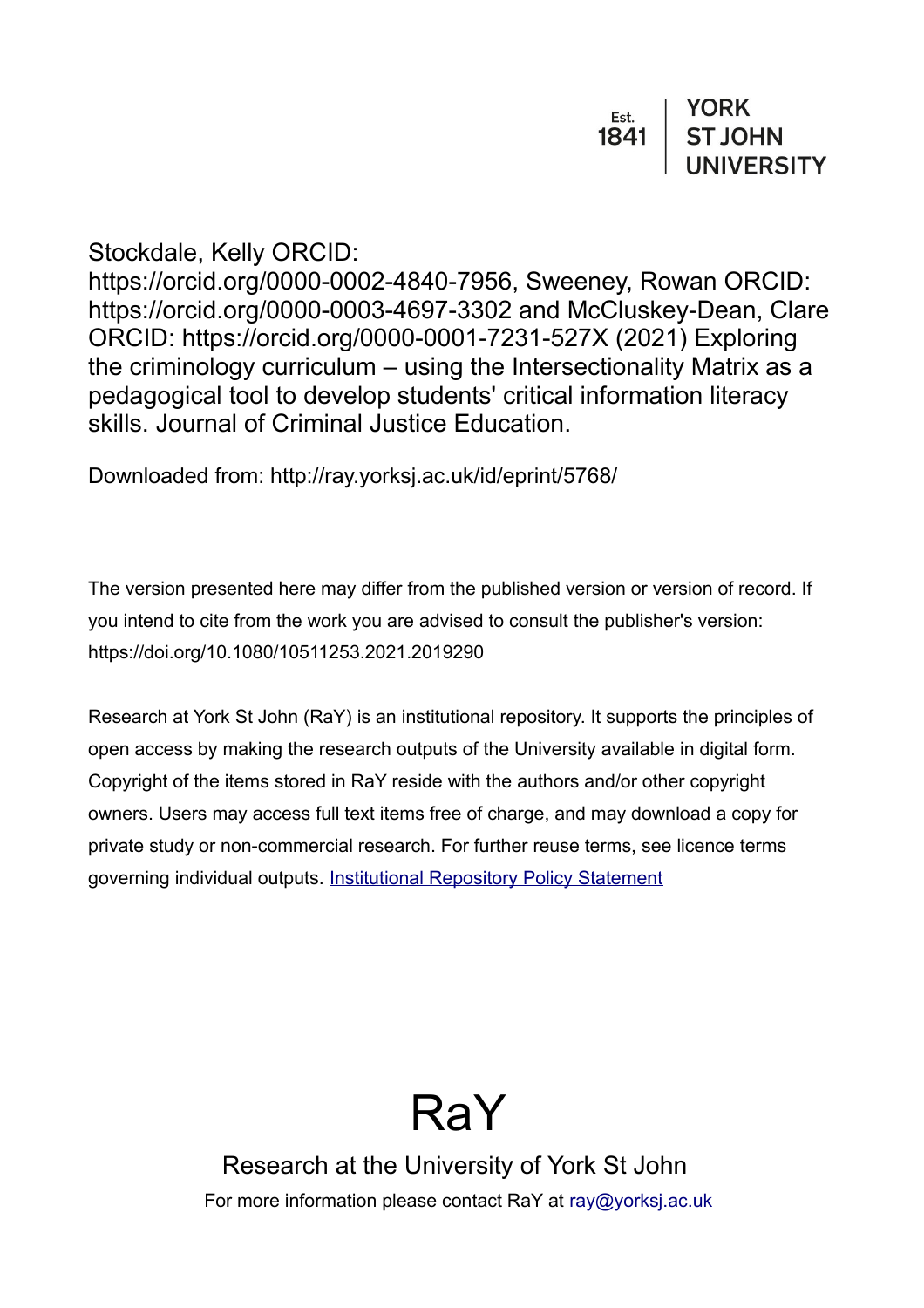Est. 1841 | YORK ST JOHN UNIVERSITY

Stockdale, Kelly ORCID: https://orcid.org/0000-0002-4840-7956, Sweeney, Rowan ORCID: https://orcid.org/0000-0003-4697-3302 and McCluskey-Dean, Clare ORCID: https://orcid.org/0000-0001-7231-527X (2021) Exploring the criminology curriculum – using the Intersectionality Matrix as a pedagogical tool to develop students' critical information literacy skills. Journal of Criminal Justice Education.

Downloaded from: http://ray.yorksj.ac.uk/id/eprint/5768/

The version presented here may differ from the published version or version of record. If you intend to cite from the work you are advised to consult the publisher's version: https://doi.org/10.1080/10511253.2021.2019290

Research at York St John (RaY) is an institutional repository. It supports the principles of open access by making the research outputs of the University available in digital form. Copyright of the items stored in RaY reside with the authors and/or other copyright owners. Users may access full text items free of charge, and may download a copy for private study or non-commercial research. For further reuse terms, see licence terms governing individual outputs. [Institutional Repository Policy Statement](Institutional Repository Policy Statement)

# RaY

Research at the University of York St John

For more information please contact RaY at [ray@yorksj.ac.uk](mailto:ray@yorksj.ac.uk)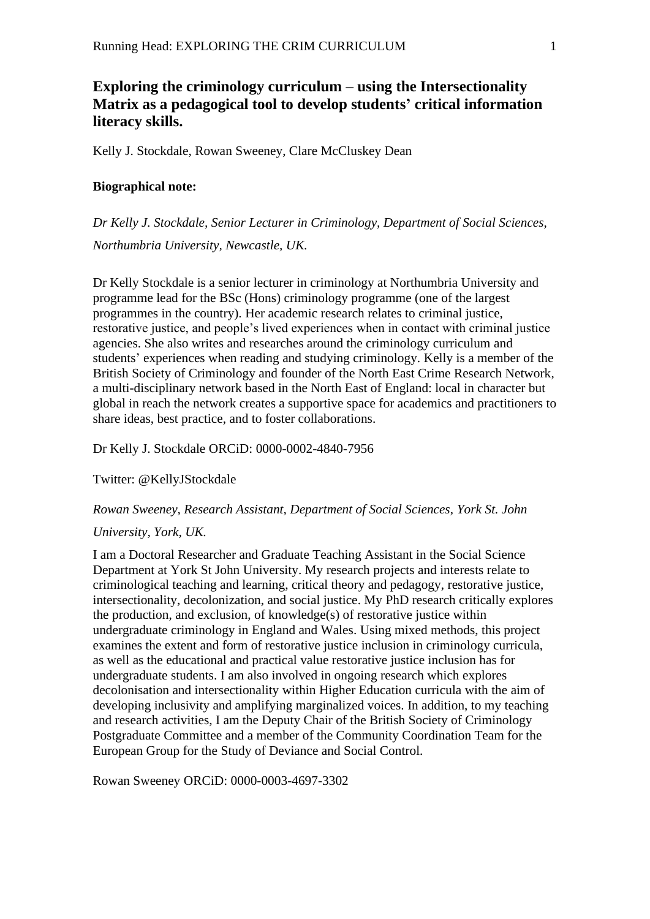# Exploring the criminology curriculum – using the Intersectionality Matrix as a pedagogical tool to develop students' critical information literacy skills.

Kelly J. Stockdale, Rowan Sweeney, Clare McCluskey Dean

**Biographical note:**

*Dr Kelly J. Stockdale, Senior Lecturer in Criminology, Department of Social Sciences, Northumbria University, Newcastle, UK.*

Dr Kelly Stockdale is a senior lecturer in criminology at Northumbria University and programme lead for the BSc (Hons) criminology programme (one of the largest programmes in the country). Her academic research relates to criminal justice, restorative justice, and people's lived experiences when in contact with criminal justice agencies. She also writes and researches around the criminology curriculum and students' experiences when reading and studying criminology. Kelly is a member of the British Society of Criminology and founder of the North East Crime Research Network, a multi-disciplinary network based in the North East of England: local in character but global in reach the network creates a supportive space for academics and practitioners to share ideas, best practice, and to foster collaborations.

Dr Kelly J. Stockdale ORCiD: 0000-0002-4840-7956

Twitter: @KellyJStockdale

*Rowan Sweeney, Research Assistant, Department of Social Sciences, York St. John University, York, UK.*

I am a Doctoral Researcher and Graduate Teaching Assistant in the Social Science Department at York St John University. My research projects and interests relate to criminological teaching and learning, critical theory and pedagogy, restorative justice, intersectionality, decolonization, and social justice. My PhD research critically explores the production, and exclusion, of knowledge(s) of restorative justice within undergraduate criminology in England and Wales. Using mixed methods, this project examines the extent and form of restorative justice inclusion in criminology curricula, as well as the educational and practical value restorative justice inclusion has for undergraduate students. I am also involved in ongoing research which explores decolonisation and intersectionality within Higher Education curricula with the aim of developing inclusivity and amplifying marginalized voices. In addition, to my teaching and research activities, I am the Deputy Chair of the British Society of Criminology Postgraduate Committee and a member of the Community Coordination Team for the European Group for the Study of Deviance and Social Control.

Rowan Sweeney ORCiD: 0000-0003-4697-3302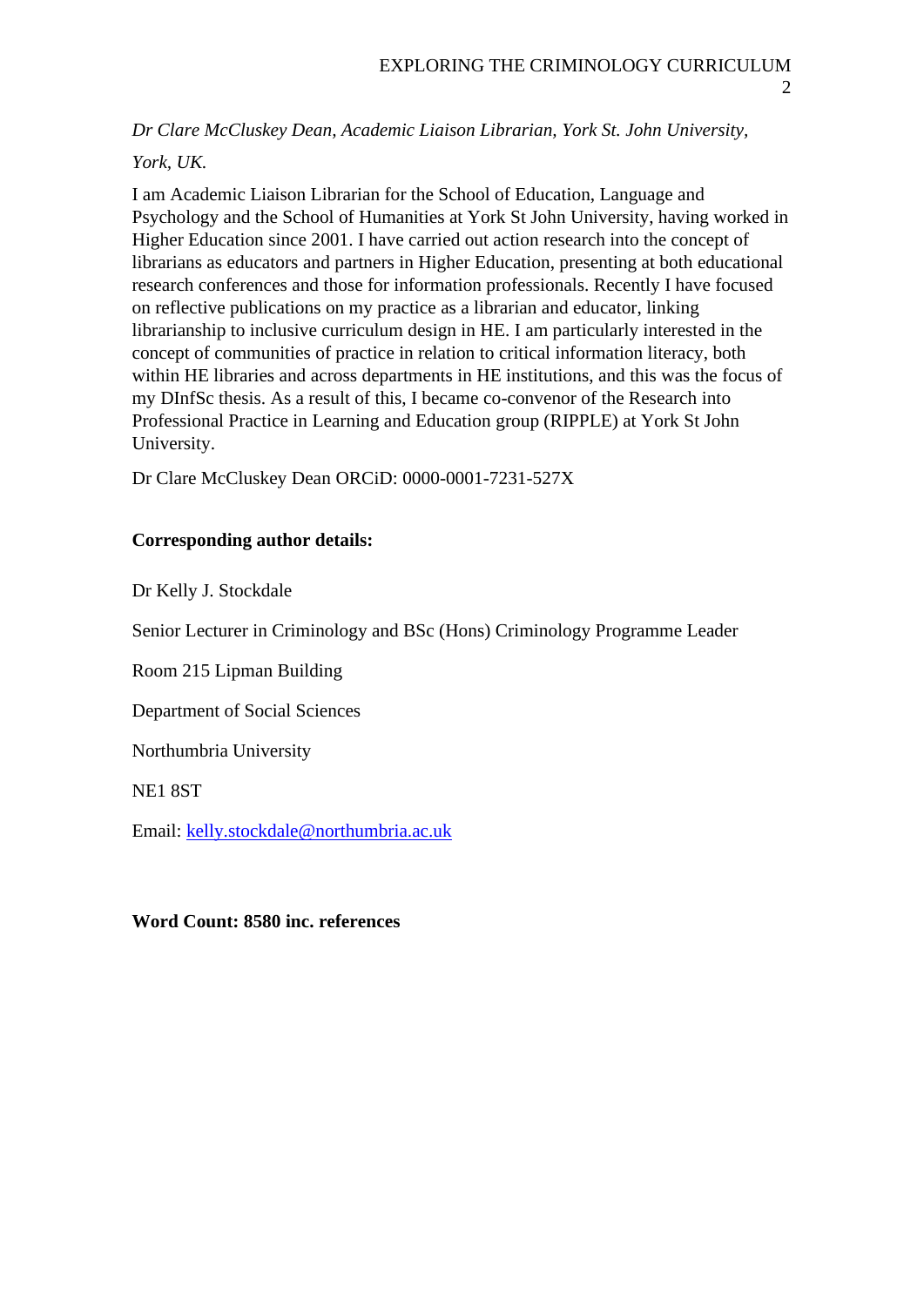*Dr Clare McCluskey Dean, Academic Liaison Librarian, York St. John University, York, UK.*

I am Academic Liaison Librarian for the School of Education, Language and Psychology and the School of Humanities at York St John University, having worked in Higher Education since 2001. I have carried out action research into the concept of librarians as educators and partners in Higher Education, presenting at both educational research conferences and those for information professionals. Recently I have focused on reflective publications on my practice as a librarian and educator, linking librarianship to inclusive curriculum design in HE. I am particularly interested in the concept of communities of practice in relation to critical information literacy, both within HE libraries and across departments in HE institutions, and this was the focus of my DInfSc thesis. As a result of this, I became co-convenor of the Research into Professional Practice in Learning and Education group (RIPPLE) at York St John University.

Dr Clare McCluskey Dean ORCiD: 0000-0001-7231-527X

**Corresponding author details:**

Dr Kelly J. Stockdale

Senior Lecturer in Criminology and BSc (Hons) Criminology Programme Leader

Room 215 Lipman Building

Department of Social Sciences

Northumbria University

NE1 8ST

Email: kelly.stockdale@northumbria.ac.uk

**Word Count: 8580 inc. references**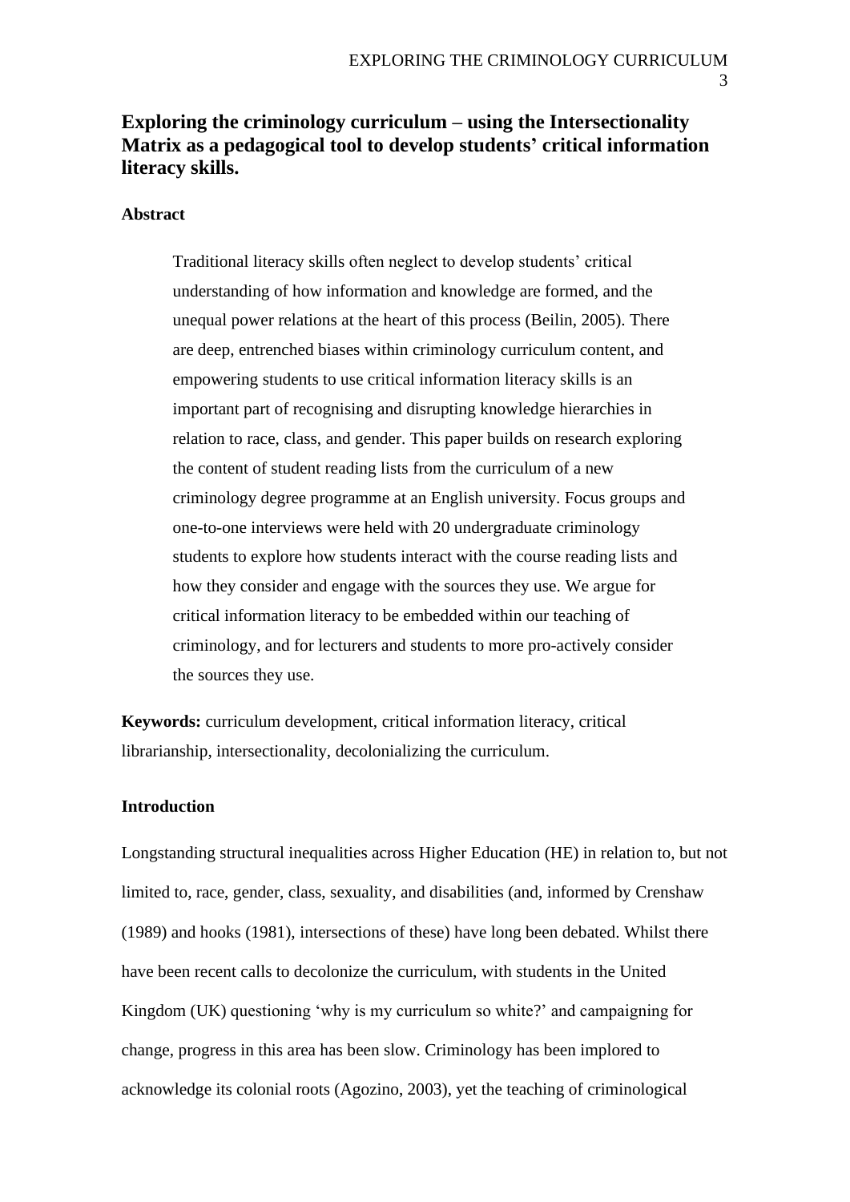# Exploring the criminology curriculum – using the Intersectionality Matrix as a pedagogical tool to develop students' critical information literacy skills.

## Abstract

> Traditional literacy skills often neglect to develop students' critical understanding of how information and knowledge are formed, and the unequal power relations at the heart of this process (Beilin, 2005). There are deep, entrenched biases within criminology curriculum content, and empowering students to use critical information literacy skills is an important part of recognising and disrupting knowledge hierarchies in relation to race, class, and gender. This paper builds on research exploring the content of student reading lists from the curriculum of a new criminology degree programme at an English university. Focus groups and one-to-one interviews were held with 20 undergraduate criminology students to explore how students interact with the course reading lists and how they consider and engage with the sources they use. We argue for critical information literacy to be embedded within our teaching of criminology, and for lecturers and students to more pro-actively consider the sources they use.

**Keywords:** curriculum development, critical information literacy, critical librarianship, intersectionality, decolonializing the curriculum.

## Introduction

Longstanding structural inequalities across Higher Education (HE) in relation to, but not limited to, race, gender, class, sexuality, and disabilities (and, informed by Crenshaw (1989) and hooks (1981), intersections of these) have long been debated. Whilst there have been recent calls to decolonize the curriculum, with students in the United Kingdom (UK) questioning 'why is my curriculum so white?' and campaigning for change, progress in this area has been slow. Criminology has been implored to acknowledge its colonial roots (Agozino, 2003), yet the teaching of criminological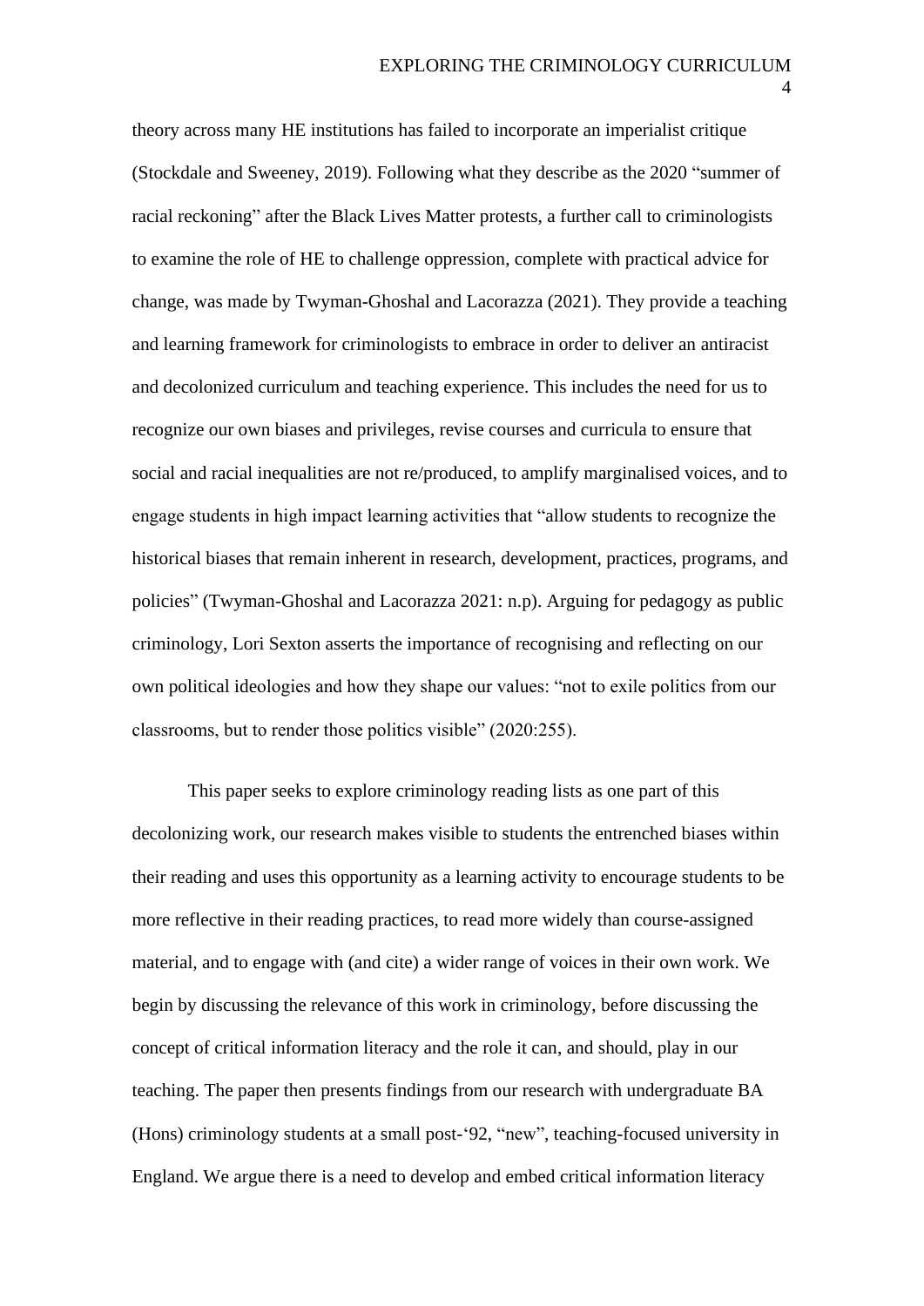theory across many HE institutions has failed to incorporate an imperialist critique (Stockdale and Sweeney, 2019). Following what they describe as the 2020 "summer of racial reckoning" after the Black Lives Matter protests, a further call to criminologists to examine the role of HE to challenge oppression, complete with practical advice for change, was made by Twyman-Ghoshal and Lacorazza (2021). They provide a teaching and learning framework for criminologists to embrace in order to deliver an antiracist and decolonized curriculum and teaching experience. This includes the need for us to recognize our own biases and privileges, revise courses and curricula to ensure that social and racial inequalities are not re/produced, to amplify marginalised voices, and to engage students in high impact learning activities that "allow students to recognize the historical biases that remain inherent in research, development, practices, programs, and policies" (Twyman-Ghoshal and Lacorazza 2021: n.p). Arguing for pedagogy as public criminology, Lori Sexton asserts the importance of recognising and reflecting on our own political ideologies and how they shape our values: "not to exile politics from our classrooms, but to render those politics visible" (2020:255).

This paper seeks to explore criminology reading lists as one part of this decolonizing work, our research makes visible to students the entrenched biases within their reading and uses this opportunity as a learning activity to encourage students to be more reflective in their reading practices, to read more widely than course-assigned material, and to engage with (and cite) a wider range of voices in their own work. We begin by discussing the relevance of this work in criminology, before discussing the concept of critical information literacy and the role it can, and should, play in our teaching. The paper then presents findings from our research with undergraduate BA (Hons) criminology students at a small post-'92, "new", teaching-focused university in England. We argue there is a need to develop and embed critical information literacy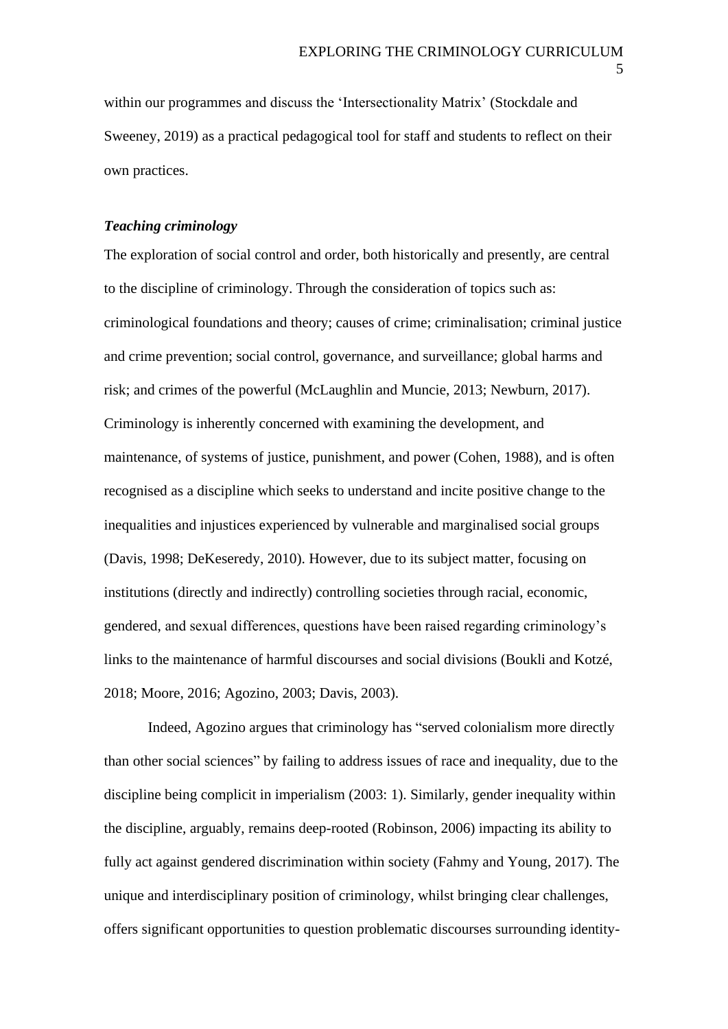within our programmes and discuss the 'Intersectionality Matrix' (Stockdale and Sweeney, 2019) as a practical pedagogical tool for staff and students to reflect on their own practices.

### *Teaching criminology*

The exploration of social control and order, both historically and presently, are central to the discipline of criminology. Through the consideration of topics such as: criminological foundations and theory; causes of crime; criminalisation; criminal justice and crime prevention; social control, governance, and surveillance; global harms and risk; and crimes of the powerful (McLaughlin and Muncie, 2013; Newburn, 2017). Criminology is inherently concerned with examining the development, and maintenance, of systems of justice, punishment, and power (Cohen, 1988), and is often recognised as a discipline which seeks to understand and incite positive change to the inequalities and injustices experienced by vulnerable and marginalised social groups (Davis, 1998; DeKeseredy, 2010). However, due to its subject matter, focusing on institutions (directly and indirectly) controlling societies through racial, economic, gendered, and sexual differences, questions have been raised regarding criminology's links to the maintenance of harmful discourses and social divisions (Boukli and Kotzé, 2018; Moore, 2016; Agozino, 2003; Davis, 2003).

Indeed, Agozino argues that criminology has "served colonialism more directly than other social sciences" by failing to address issues of race and inequality, due to the discipline being complicit in imperialism (2003: 1). Similarly, gender inequality within the discipline, arguably, remains deep-rooted (Robinson, 2006) impacting its ability to fully act against gendered discrimination within society (Fahmy and Young, 2017). The unique and interdisciplinary position of criminology, whilst bringing clear challenges, offers significant opportunities to question problematic discourses surrounding identity-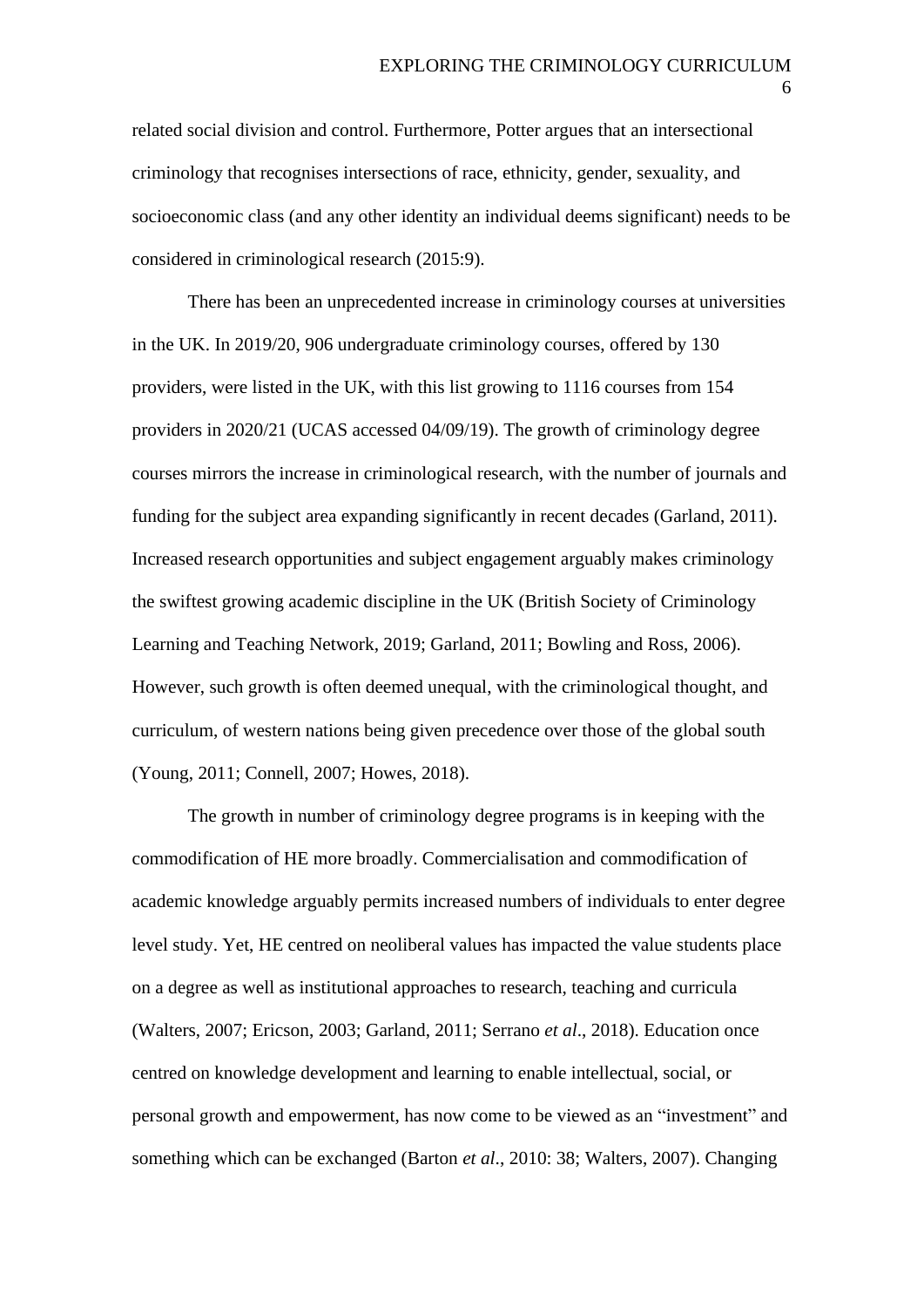related social division and control. Furthermore, Potter argues that an intersectional criminology that recognises intersections of race, ethnicity, gender, sexuality, and socioeconomic class (and any other identity an individual deems significant) needs to be considered in criminological research (2015:9).

There has been an unprecedented increase in criminology courses at universities in the UK. In 2019/20, 906 undergraduate criminology courses, offered by 130 providers, were listed in the UK, with this list growing to 1116 courses from 154 providers in 2020/21 (UCAS accessed 04/09/19). The growth of criminology degree courses mirrors the increase in criminological research, with the number of journals and funding for the subject area expanding significantly in recent decades (Garland, 2011). Increased research opportunities and subject engagement arguably makes criminology the swiftest growing academic discipline in the UK (British Society of Criminology Learning and Teaching Network, 2019; Garland, 2011; Bowling and Ross, 2006). However, such growth is often deemed unequal, with the criminological thought, and curriculum, of western nations being given precedence over those of the global south (Young, 2011; Connell, 2007; Howes, 2018).

The growth in number of criminology degree programs is in keeping with the commodification of HE more broadly. Commercialisation and commodification of academic knowledge arguably permits increased numbers of individuals to enter degree level study. Yet, HE centred on neoliberal values has impacted the value students place on a degree as well as institutional approaches to research, teaching and curricula (Walters, 2007; Ericson, 2003; Garland, 2011; Serrano *et al*., 2018). Education once centred on knowledge development and learning to enable intellectual, social, or personal growth and empowerment, has now come to be viewed as an "investment" and something which can be exchanged (Barton *et al*., 2010: 38; Walters, 2007). Changing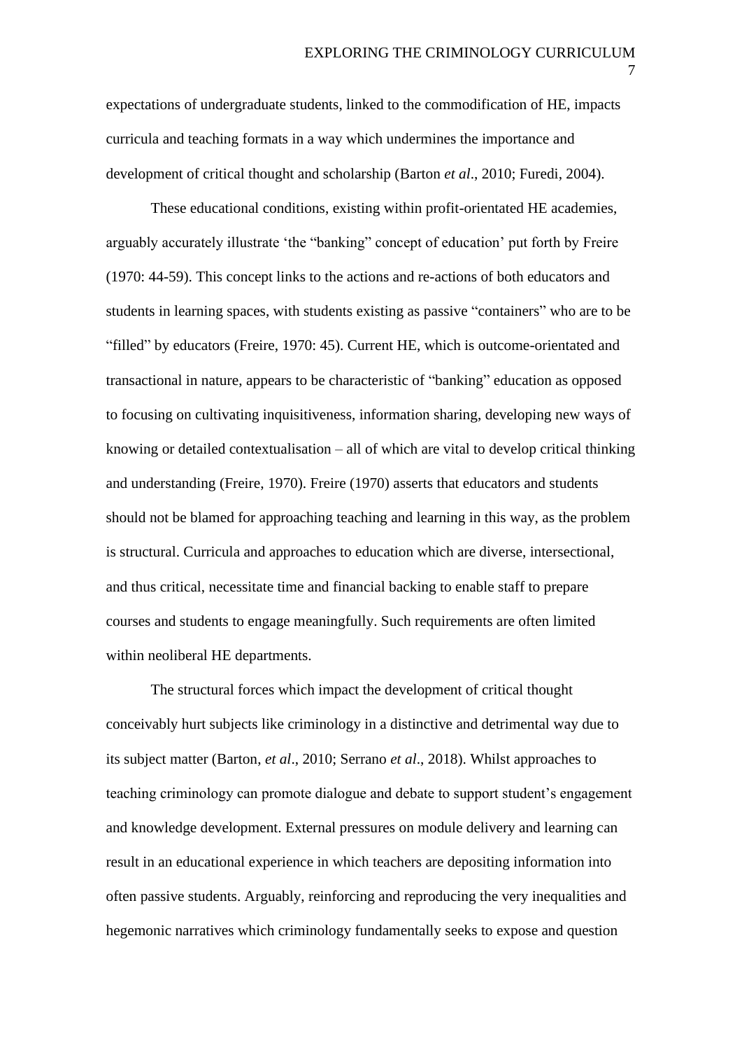expectations of undergraduate students, linked to the commodification of HE, impacts curricula and teaching formats in a way which undermines the importance and development of critical thought and scholarship (Barton *et al*., 2010; Furedi, 2004).

These educational conditions, existing within profit-orientated HE academies, arguably accurately illustrate 'the "banking" concept of education' put forth by Freire (1970: 44-59). This concept links to the actions and re-actions of both educators and students in learning spaces, with students existing as passive "containers" who are to be "filled" by educators (Freire, 1970: 45). Current HE, which is outcome-orientated and transactional in nature, appears to be characteristic of "banking" education as opposed to focusing on cultivating inquisitiveness, information sharing, developing new ways of knowing or detailed contextualisation – all of which are vital to develop critical thinking and understanding (Freire, 1970). Freire (1970) asserts that educators and students should not be blamed for approaching teaching and learning in this way, as the problem is structural. Curricula and approaches to education which are diverse, intersectional, and thus critical, necessitate time and financial backing to enable staff to prepare courses and students to engage meaningfully. Such requirements are often limited within neoliberal HE departments.

The structural forces which impact the development of critical thought conceivably hurt subjects like criminology in a distinctive and detrimental way due to its subject matter (Barton, *et al*., 2010; Serrano *et al*., 2018). Whilst approaches to teaching criminology can promote dialogue and debate to support student's engagement and knowledge development. External pressures on module delivery and learning can result in an educational experience in which teachers are depositing information into often passive students. Arguably, reinforcing and reproducing the very inequalities and hegemonic narratives which criminology fundamentally seeks to expose and question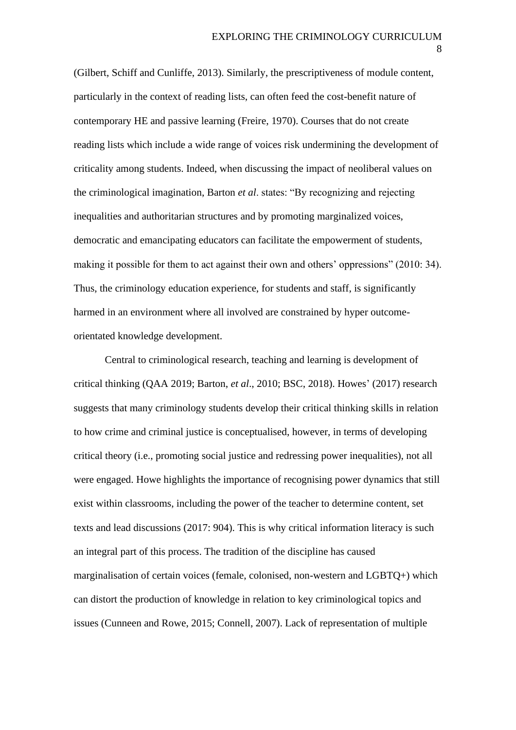(Gilbert, Schiff and Cunliffe, 2013). Similarly, the prescriptiveness of module content, particularly in the context of reading lists, can often feed the cost-benefit nature of contemporary HE and passive learning (Freire, 1970). Courses that do not create reading lists which include a wide range of voices risk undermining the development of criticality among students. Indeed, when discussing the impact of neoliberal values on the criminological imagination, Barton *et al*. states: "By recognizing and rejecting inequalities and authoritarian structures and by promoting marginalized voices, democratic and emancipating educators can facilitate the empowerment of students, making it possible for them to act against their own and others' oppressions" (2010: 34). Thus, the criminology education experience, for students and staff, is significantly harmed in an environment where all involved are constrained by hyper outcome-orientated knowledge development.

Central to criminological research, teaching and learning is development of critical thinking (QAA 2019; Barton, *et al*., 2010; BSC, 2018). Howes' (2017) research suggests that many criminology students develop their critical thinking skills in relation to how crime and criminal justice is conceptualised, however, in terms of developing critical theory (i.e., promoting social justice and redressing power inequalities), not all were engaged. Howe highlights the importance of recognising power dynamics that still exist within classrooms, including the power of the teacher to determine content, set texts and lead discussions (2017: 904). This is why critical information literacy is such an integral part of this process. The tradition of the discipline has caused marginalisation of certain voices (female, colonised, non-western and LGBTQ+) which can distort the production of knowledge in relation to key criminological topics and issues (Cunneen and Rowe, 2015; Connell, 2007). Lack of representation of multiple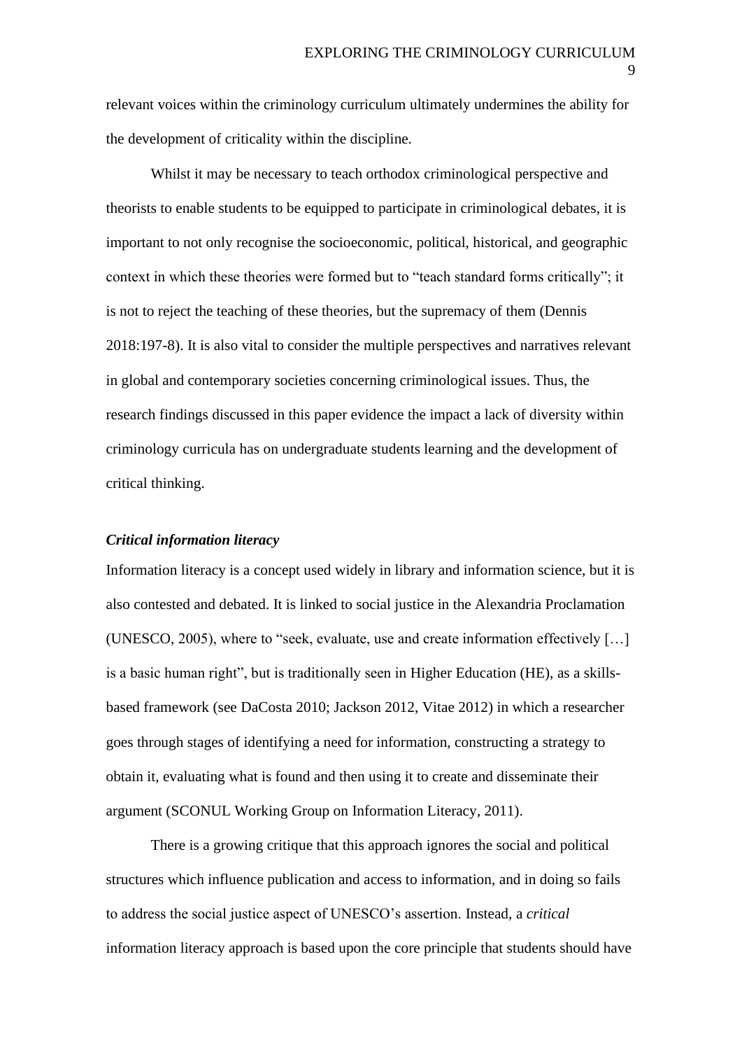relevant voices within the criminology curriculum ultimately undermines the ability for the development of criticality within the discipline.

Whilst it may be necessary to teach orthodox criminological perspective and theorists to enable students to be equipped to participate in criminological debates, it is important to not only recognise the socioeconomic, political, historical, and geographic context in which these theories were formed but to "teach standard forms critically"; it is not to reject the teaching of these theories, but the supremacy of them (Dennis 2018:197-8). It is also vital to consider the multiple perspectives and narratives relevant in global and contemporary societies concerning criminological issues. Thus, the research findings discussed in this paper evidence the impact a lack of diversity within criminology curricula has on undergraduate students learning and the development of critical thinking.

### ***Critical information literacy***

Information literacy is a concept used widely in library and information science, but it is also contested and debated. It is linked to social justice in the Alexandria Proclamation (UNESCO, 2005), where to "seek, evaluate, use and create information effectively […] is a basic human right", but is traditionally seen in Higher Education (HE), as a skills-based framework (see DaCosta 2010; Jackson 2012, Vitae 2012) in which a researcher goes through stages of identifying a need for information, constructing a strategy to obtain it, evaluating what is found and then using it to create and disseminate their argument (SCONUL Working Group on Information Literacy, 2011).

There is a growing critique that this approach ignores the social and political structures which influence publication and access to information, and in doing so fails to address the social justice aspect of UNESCO's assertion. Instead, a *critical* information literacy approach is based upon the core principle that students should have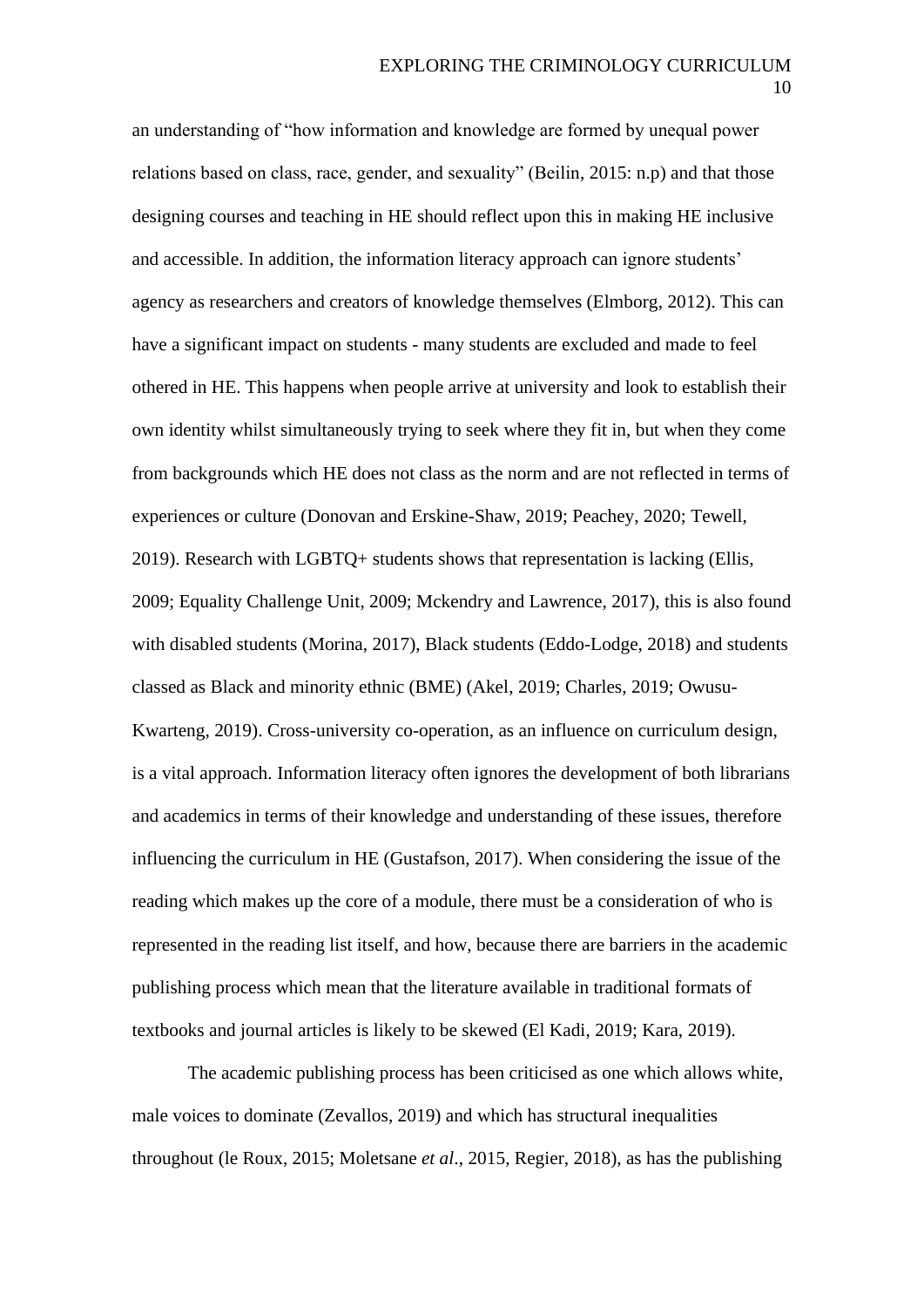an understanding of "how information and knowledge are formed by unequal power relations based on class, race, gender, and sexuality" (Beilin, 2015: n.p) and that those designing courses and teaching in HE should reflect upon this in making HE inclusive and accessible. In addition, the information literacy approach can ignore students' agency as researchers and creators of knowledge themselves (Elmborg, 2012). This can have a significant impact on students - many students are excluded and made to feel othered in HE. This happens when people arrive at university and look to establish their own identity whilst simultaneously trying to seek where they fit in, but when they come from backgrounds which HE does not class as the norm and are not reflected in terms of experiences or culture (Donovan and Erskine-Shaw, 2019; Peachey, 2020; Tewell, 2019). Research with LGBTQ+ students shows that representation is lacking (Ellis, 2009; Equality Challenge Unit, 2009; Mckendry and Lawrence, 2017), this is also found with disabled students (Morina, 2017), Black students (Eddo-Lodge, 2018) and students classed as Black and minority ethnic (BME) (Akel, 2019; Charles, 2019; Owusu-Kwarteng, 2019). Cross-university co-operation, as an influence on curriculum design, is a vital approach. Information literacy often ignores the development of both librarians and academics in terms of their knowledge and understanding of these issues, therefore influencing the curriculum in HE (Gustafson, 2017). When considering the issue of the reading which makes up the core of a module, there must be a consideration of who is represented in the reading list itself, and how, because there are barriers in the academic publishing process which mean that the literature available in traditional formats of textbooks and journal articles is likely to be skewed (El Kadi, 2019; Kara, 2019).

The academic publishing process has been criticised as one which allows white, male voices to dominate (Zevallos, 2019) and which has structural inequalities throughout (le Roux, 2015; Moletsane *et al*., 2015, Regier, 2018), as has the publishing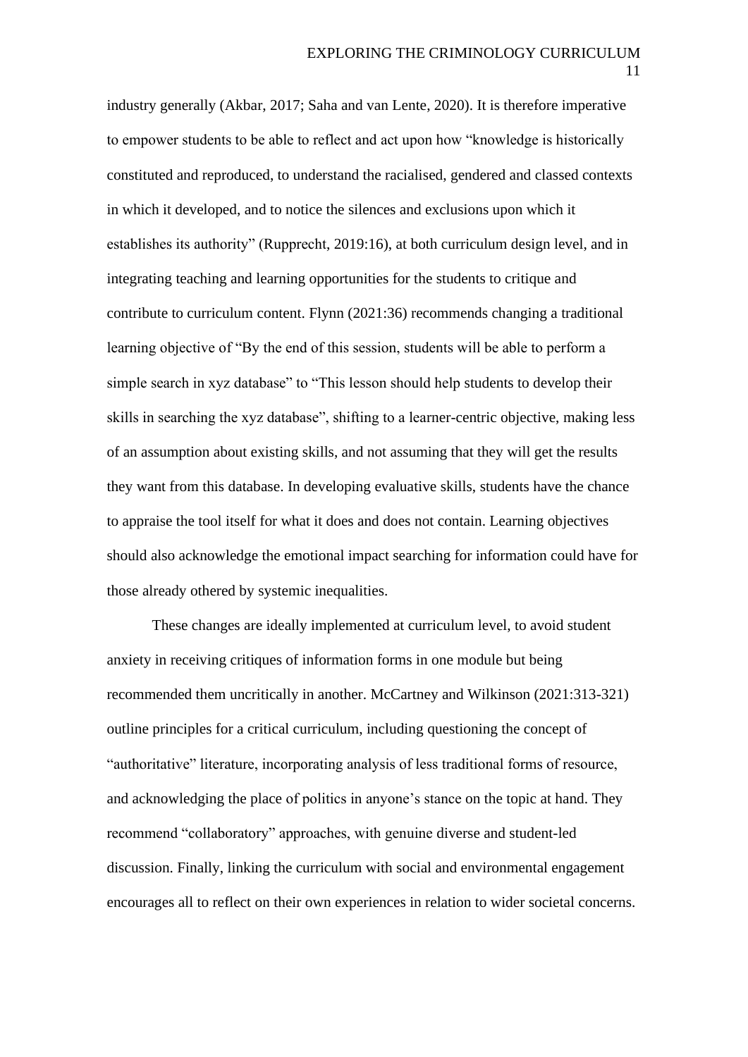industry generally (Akbar, 2017; Saha and van Lente, 2020). It is therefore imperative to empower students to be able to reflect and act upon how "knowledge is historically constituted and reproduced, to understand the racialised, gendered and classed contexts in which it developed, and to notice the silences and exclusions upon which it establishes its authority" (Rupprecht, 2019:16), at both curriculum design level, and in integrating teaching and learning opportunities for the students to critique and contribute to curriculum content. Flynn (2021:36) recommends changing a traditional learning objective of "By the end of this session, students will be able to perform a simple search in xyz database" to "This lesson should help students to develop their skills in searching the xyz database", shifting to a learner-centric objective, making less of an assumption about existing skills, and not assuming that they will get the results they want from this database. In developing evaluative skills, students have the chance to appraise the tool itself for what it does and does not contain. Learning objectives should also acknowledge the emotional impact searching for information could have for those already othered by systemic inequalities.

These changes are ideally implemented at curriculum level, to avoid student anxiety in receiving critiques of information forms in one module but being recommended them uncritically in another. McCartney and Wilkinson (2021:313-321) outline principles for a critical curriculum, including questioning the concept of "authoritative" literature, incorporating analysis of less traditional forms of resource, and acknowledging the place of politics in anyone's stance on the topic at hand. They recommend "collaboratory" approaches, with genuine diverse and student-led discussion. Finally, linking the curriculum with social and environmental engagement encourages all to reflect on their own experiences in relation to wider societal concerns.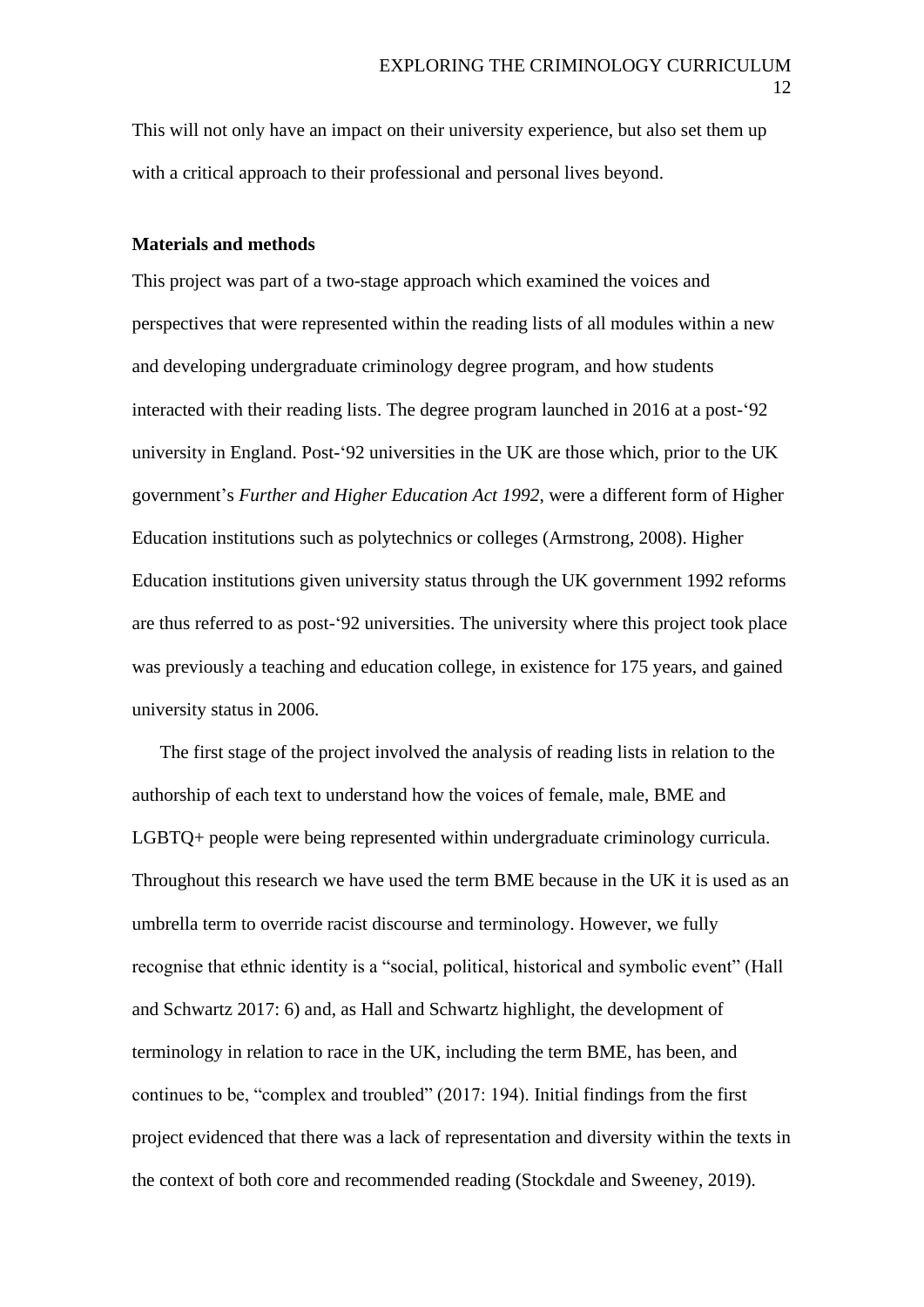This will not only have an impact on their university experience, but also set them up with a critical approach to their professional and personal lives beyond.

**Materials and methods**

This project was part of a two-stage approach which examined the voices and perspectives that were represented within the reading lists of all modules within a new and developing undergraduate criminology degree program, and how students interacted with their reading lists. The degree program launched in 2016 at a post-'92 university in England. Post-'92 universities in the UK are those which, prior to the UK government's *Further and Higher Education Act 1992,* were a different form of Higher Education institutions such as polytechnics or colleges (Armstrong, 2008). Higher Education institutions given university status through the UK government 1992 reforms are thus referred to as post-'92 universities. The university where this project took place was previously a teaching and education college, in existence for 175 years, and gained university status in 2006.

The first stage of the project involved the analysis of reading lists in relation to the authorship of each text to understand how the voices of female, male, BME and LGBTQ+ people were being represented within undergraduate criminology curricula. Throughout this research we have used the term BME because in the UK it is used as an umbrella term to override racist discourse and terminology. However, we fully recognise that ethnic identity is a "social, political, historical and symbolic event" (Hall and Schwartz 2017: 6) and, as Hall and Schwartz highlight, the development of terminology in relation to race in the UK, including the term BME, has been, and continues to be, "complex and troubled" (2017: 194). Initial findings from the first project evidenced that there was a lack of representation and diversity within the texts in the context of both core and recommended reading (Stockdale and Sweeney, 2019).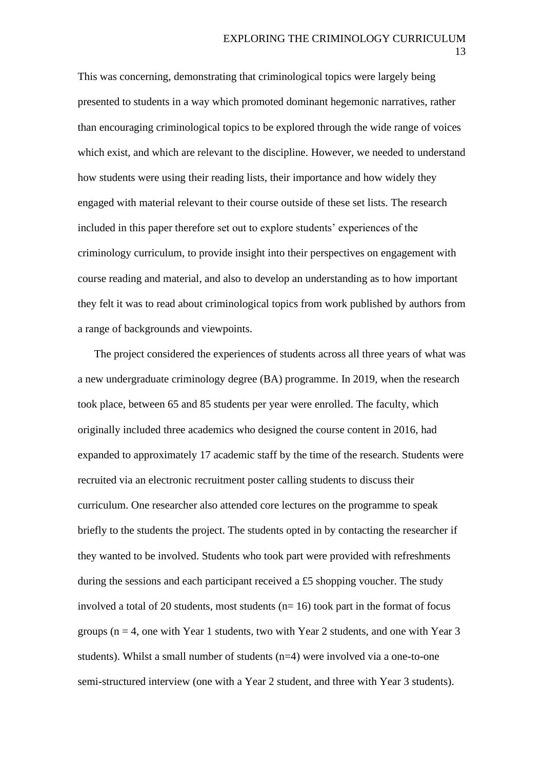This was concerning, demonstrating that criminological topics were largely being presented to students in a way which promoted dominant hegemonic narratives, rather than encouraging criminological topics to be explored through the wide range of voices which exist, and which are relevant to the discipline. However, we needed to understand how students were using their reading lists, their importance and how widely they engaged with material relevant to their course outside of these set lists. The research included in this paper therefore set out to explore students' experiences of the criminology curriculum, to provide insight into their perspectives on engagement with course reading and material, and also to develop an understanding as to how important they felt it was to read about criminological topics from work published by authors from a range of backgrounds and viewpoints.

The project considered the experiences of students across all three years of what was a new undergraduate criminology degree (BA) programme. In 2019, when the research took place, between 65 and 85 students per year were enrolled. The faculty, which originally included three academics who designed the course content in 2016, had expanded to approximately 17 academic staff by the time of the research. Students were recruited via an electronic recruitment poster calling students to discuss their curriculum. One researcher also attended core lectures on the programme to speak briefly to the students the project. The students opted in by contacting the researcher if they wanted to be involved. Students who took part were provided with refreshments during the sessions and each participant received a £5 shopping voucher. The study involved a total of 20 students, most students (n= 16) took part in the format of focus groups (n = 4, one with Year 1 students, two with Year 2 students, and one with Year 3 students). Whilst a small number of students (n=4) were involved via a one-to-one semi-structured interview (one with a Year 2 student, and three with Year 3 students).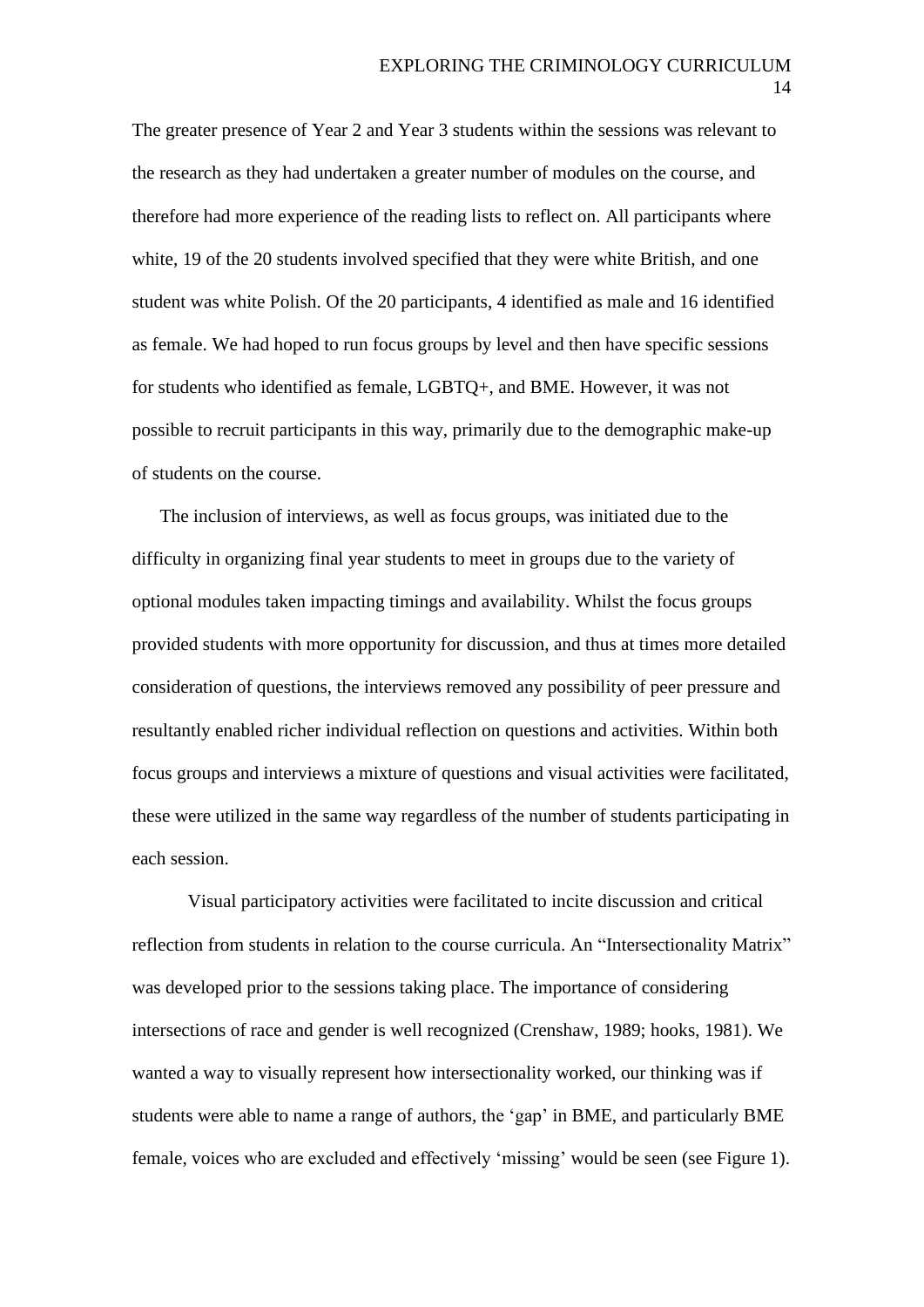The greater presence of Year 2 and Year 3 students within the sessions was relevant to the research as they had undertaken a greater number of modules on the course, and therefore had more experience of the reading lists to reflect on. All participants where white, 19 of the 20 students involved specified that they were white British, and one student was white Polish. Of the 20 participants, 4 identified as male and 16 identified as female. We had hoped to run focus groups by level and then have specific sessions for students who identified as female, LGBTQ+, and BME. However, it was not possible to recruit participants in this way, primarily due to the demographic make-up of students on the course.

The inclusion of interviews, as well as focus groups, was initiated due to the difficulty in organizing final year students to meet in groups due to the variety of optional modules taken impacting timings and availability. Whilst the focus groups provided students with more opportunity for discussion, and thus at times more detailed consideration of questions, the interviews removed any possibility of peer pressure and resultantly enabled richer individual reflection on questions and activities. Within both focus groups and interviews a mixture of questions and visual activities were facilitated, these were utilized in the same way regardless of the number of students participating in each session.

Visual participatory activities were facilitated to incite discussion and critical reflection from students in relation to the course curricula. An "Intersectionality Matrix" was developed prior to the sessions taking place. The importance of considering intersections of race and gender is well recognized (Crenshaw, 1989; hooks, 1981). We wanted a way to visually represent how intersectionality worked, our thinking was if students were able to name a range of authors, the 'gap' in BME, and particularly BME female, voices who are excluded and effectively 'missing' would be seen (see Figure 1).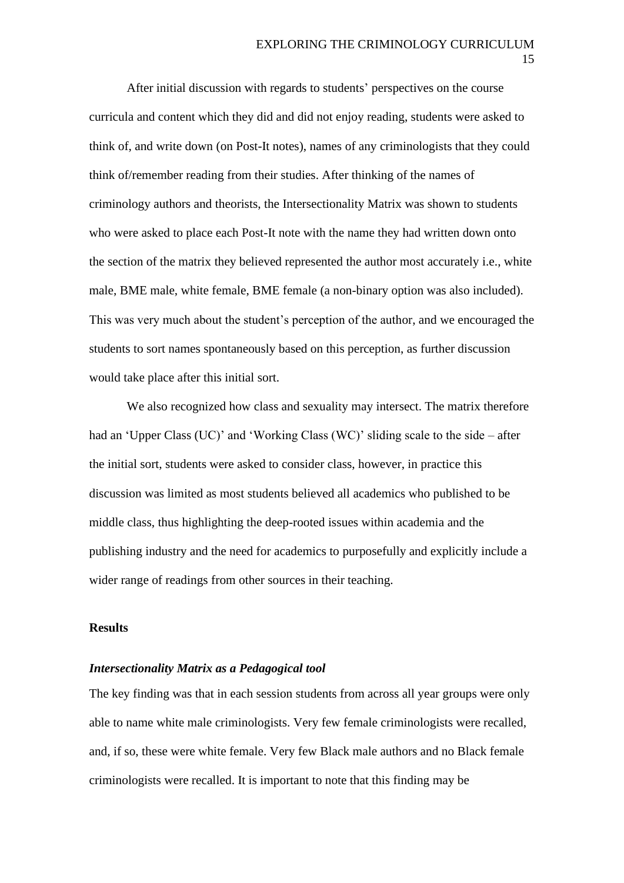After initial discussion with regards to students' perspectives on the course curricula and content which they did and did not enjoy reading, students were asked to think of, and write down (on Post-It notes), names of any criminologists that they could think of/remember reading from their studies. After thinking of the names of criminology authors and theorists, the Intersectionality Matrix was shown to students who were asked to place each Post-It note with the name they had written down onto the section of the matrix they believed represented the author most accurately i.e., white male, BME male, white female, BME female (a non-binary option was also included). This was very much about the student's perception of the author, and we encouraged the students to sort names spontaneously based on this perception, as further discussion would take place after this initial sort.

We also recognized how class and sexuality may intersect. The matrix therefore had an 'Upper Class (UC)' and 'Working Class (WC)' sliding scale to the side – after the initial sort, students were asked to consider class, however, in practice this discussion was limited as most students believed all academics who published to be middle class, thus highlighting the deep-rooted issues within academia and the publishing industry and the need for academics to purposefully and explicitly include a wider range of readings from other sources in their teaching.

## Results

### *Intersectionality Matrix as a Pedagogical tool*

The key finding was that in each session students from across all year groups were only able to name white male criminologists. Very few female criminologists were recalled, and, if so, these were white female. Very few Black male authors and no Black female criminologists were recalled. It is important to note that this finding may be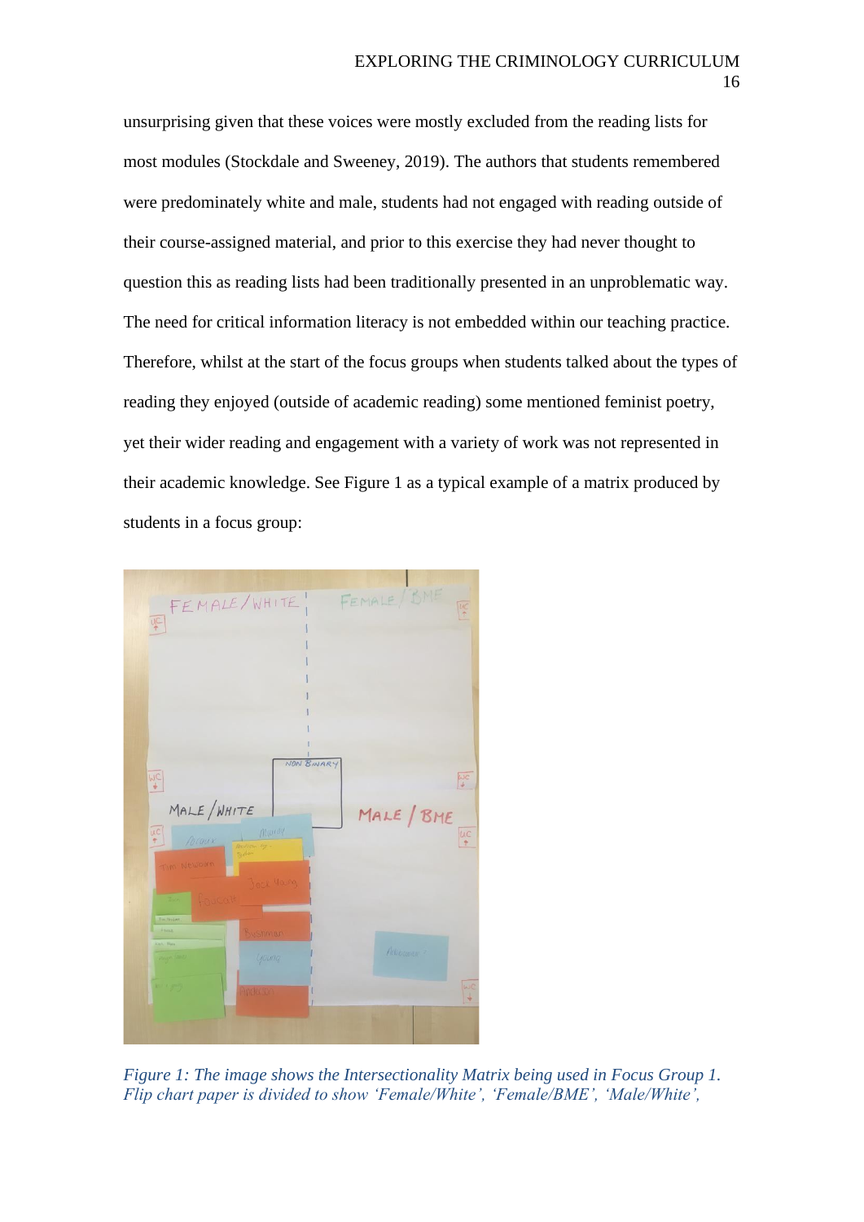unsurprising given that these voices were mostly excluded from the reading lists for most modules (Stockdale and Sweeney, 2019). The authors that students remembered were predominately white and male, students had not engaged with reading outside of their course-assigned material, and prior to this exercise they had never thought to question this as reading lists had been traditionally presented in an unproblematic way. The need for critical information literacy is not embedded within our teaching practice. Therefore, whilst at the start of the focus groups when students talked about the types of reading they enjoyed (outside of academic reading) some mentioned feminist poetry, yet their wider reading and engagement with a variety of work was not represented in their academic knowledge. See Figure 1 as a typical example of a matrix produced by students in a focus group:

*Figure 1: The image shows the Intersectionality Matrix being used in Focus Group 1. Flip chart paper is divided to show 'Female/White', 'Female/BME', 'Male/White',*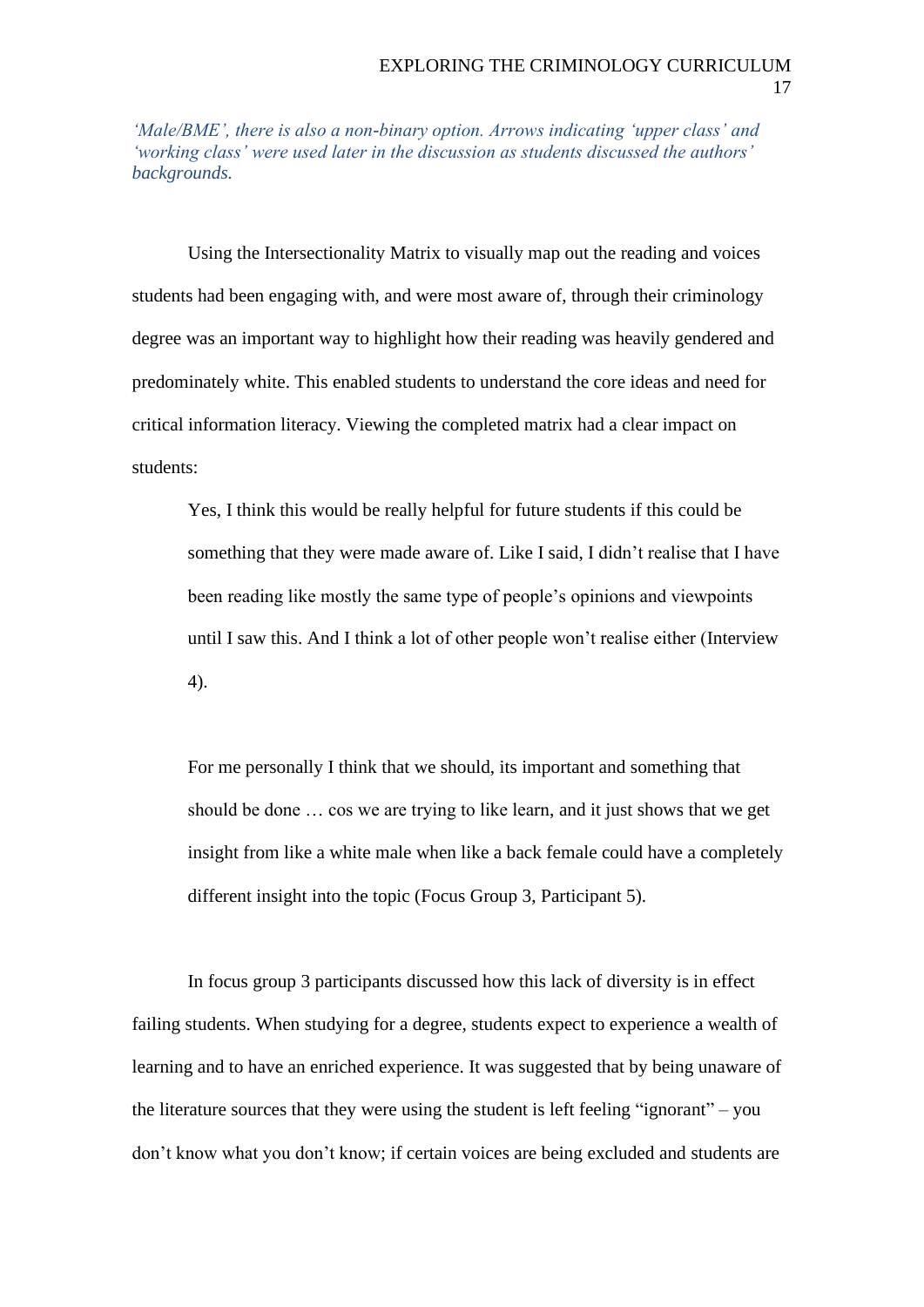*'Male/BME', there is also a non-binary option. Arrows indicating 'upper class' and 'working class' were used later in the discussion as students discussed the authors' backgrounds.*

Using the Intersectionality Matrix to visually map out the reading and voices students had been engaging with, and were most aware of, through their criminology degree was an important way to highlight how their reading was heavily gendered and predominately white. This enabled students to understand the core ideas and need for critical information literacy. Viewing the completed matrix had a clear impact on students:

> Yes, I think this would be really helpful for future students if this could be something that they were made aware of. Like I said, I didn't realise that I have been reading like mostly the same type of people's opinions and viewpoints until I saw this. And I think a lot of other people won't realise either (Interview 4).

> For me personally I think that we should, its important and something that should be done … cos we are trying to like learn, and it just shows that we get insight from like a white male when like a back female could have a completely different insight into the topic (Focus Group 3, Participant 5).

In focus group 3 participants discussed how this lack of diversity is in effect failing students. When studying for a degree, students expect to experience a wealth of learning and to have an enriched experience. It was suggested that by being unaware of the literature sources that they were using the student is left feeling "ignorant" – you don't know what you don't know; if certain voices are being excluded and students are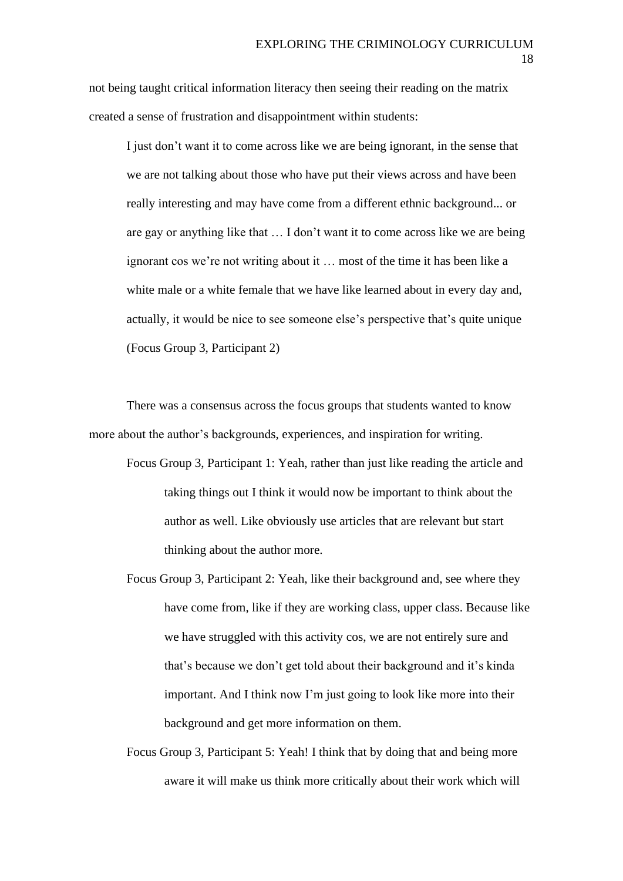not being taught critical information literacy then seeing their reading on the matrix created a sense of frustration and disappointment within students:

> I just don't want it to come across like we are being ignorant, in the sense that we are not talking about those who have put their views across and have been really interesting and may have come from a different ethnic background... or are gay or anything like that … I don't want it to come across like we are being ignorant cos we're not writing about it … most of the time it has been like a white male or a white female that we have like learned about in every day and, actually, it would be nice to see someone else's perspective that's quite unique (Focus Group 3, Participant 2)

There was a consensus across the focus groups that students wanted to know more about the author's backgrounds, experiences, and inspiration for writing.

> Focus Group 3, Participant 1: Yeah, rather than just like reading the article and taking things out I think it would now be important to think about the author as well. Like obviously use articles that are relevant but start thinking about the author more.
>
> Focus Group 3, Participant 2: Yeah, like their background and, see where they have come from, like if they are working class, upper class. Because like we have struggled with this activity cos, we are not entirely sure and that's because we don't get told about their background and it's kinda important. And I think now I'm just going to look like more into their background and get more information on them.
>
> Focus Group 3, Participant 5: Yeah! I think that by doing that and being more aware it will make us think more critically about their work which will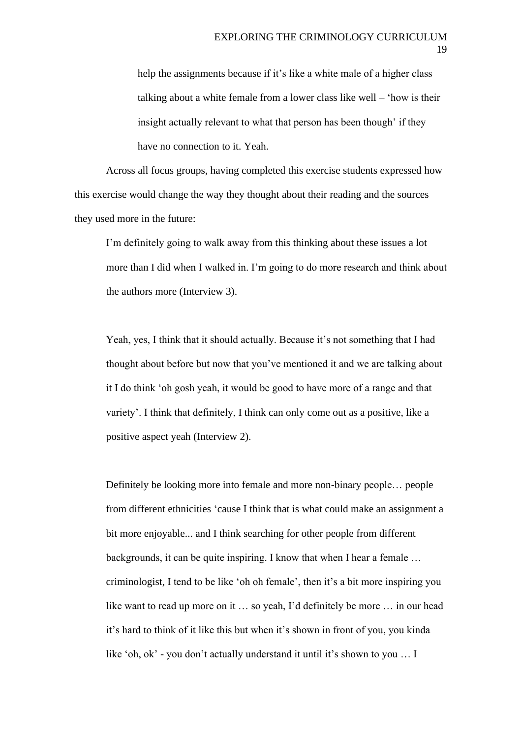> help the assignments because if it's like a white male of a higher class talking about a white female from a lower class like well – 'how is their insight actually relevant to what that person has been though' if they have no connection to it. Yeah.

Across all focus groups, having completed this exercise students expressed how this exercise would change the way they thought about their reading and the sources they used more in the future:

> I'm definitely going to walk away from this thinking about these issues a lot more than I did when I walked in. I'm going to do more research and think about the authors more (Interview 3).

> Yeah, yes, I think that it should actually. Because it's not something that I had thought about before but now that you've mentioned it and we are talking about it I do think 'oh gosh yeah, it would be good to have more of a range and that variety'. I think that definitely, I think can only come out as a positive, like a positive aspect yeah (Interview 2).

> Definitely be looking more into female and more non-binary people… people from different ethnicities 'cause I think that is what could make an assignment a bit more enjoyable... and I think searching for other people from different backgrounds, it can be quite inspiring. I know that when I hear a female … criminologist, I tend to be like 'oh oh female', then it's a bit more inspiring you like want to read up more on it … so yeah, I'd definitely be more … in our head it's hard to think of it like this but when it's shown in front of you, you kinda like 'oh, ok' - you don't actually understand it until it's shown to you … I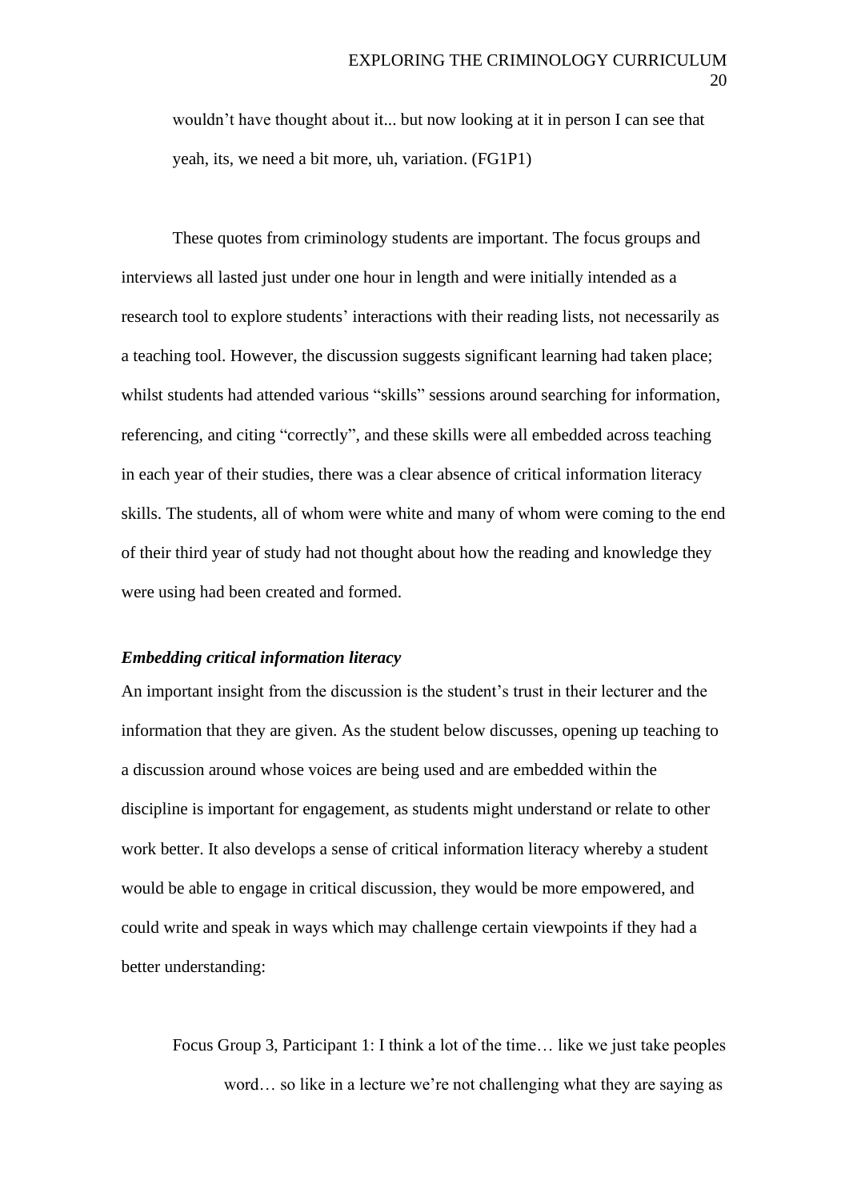> wouldn't have thought about it... but now looking at it in person I can see that yeah, its, we need a bit more, uh, variation. (FG1P1)

These quotes from criminology students are important. The focus groups and interviews all lasted just under one hour in length and were initially intended as a research tool to explore students' interactions with their reading lists, not necessarily as a teaching tool. However, the discussion suggests significant learning had taken place; whilst students had attended various "skills" sessions around searching for information, referencing, and citing "correctly", and these skills were all embedded across teaching in each year of their studies, there was a clear absence of critical information literacy skills. The students, all of whom were white and many of whom were coming to the end of their third year of study had not thought about how the reading and knowledge they were using had been created and formed.

### *Embedding critical information literacy*

An important insight from the discussion is the student's trust in their lecturer and the information that they are given. As the student below discusses, opening up teaching to a discussion around whose voices are being used and are embedded within the discipline is important for engagement, as students might understand or relate to other work better. It also develops a sense of critical information literacy whereby a student would be able to engage in critical discussion, they would be more empowered, and could write and speak in ways which may challenge certain viewpoints if they had a better understanding:

> Focus Group 3, Participant 1: I think a lot of the time… like we just take peoples word… so like in a lecture we're not challenging what they are saying as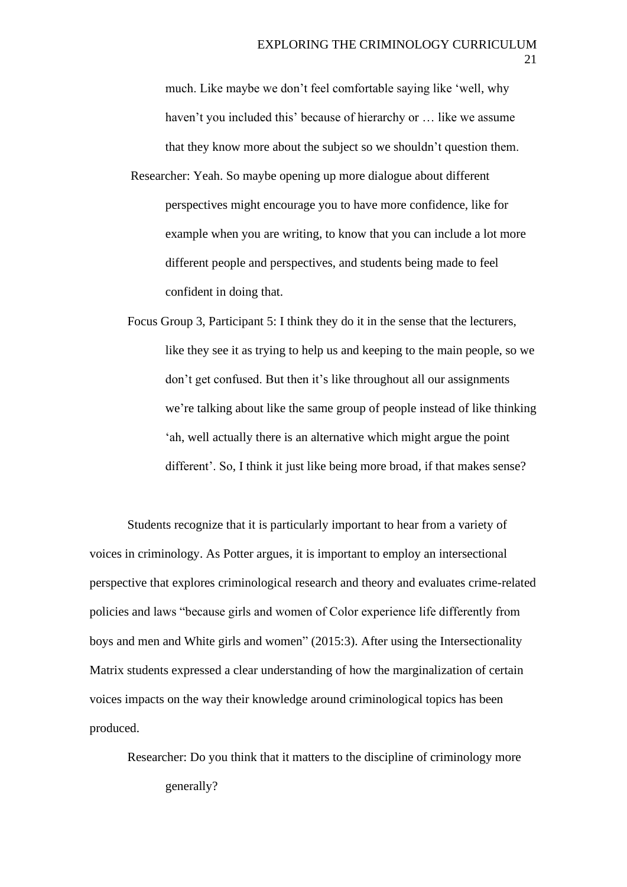much. Like maybe we don't feel comfortable saying like 'well, why haven't you included this' because of hierarchy or … like we assume that they know more about the subject so we shouldn't question them.

Researcher: Yeah. So maybe opening up more dialogue about different perspectives might encourage you to have more confidence, like for example when you are writing, to know that you can include a lot more different people and perspectives, and students being made to feel confident in doing that.

Focus Group 3, Participant 5: I think they do it in the sense that the lecturers, like they see it as trying to help us and keeping to the main people, so we don't get confused. But then it's like throughout all our assignments we're talking about like the same group of people instead of like thinking 'ah, well actually there is an alternative which might argue the point different'. So, I think it just like being more broad, if that makes sense?

Students recognize that it is particularly important to hear from a variety of voices in criminology. As Potter argues, it is important to employ an intersectional perspective that explores criminological research and theory and evaluates crime-related policies and laws "because girls and women of Color experience life differently from boys and men and White girls and women" (2015:3). After using the Intersectionality Matrix students expressed a clear understanding of how the marginalization of certain voices impacts on the way their knowledge around criminological topics has been produced.

Researcher: Do you think that it matters to the discipline of criminology more generally?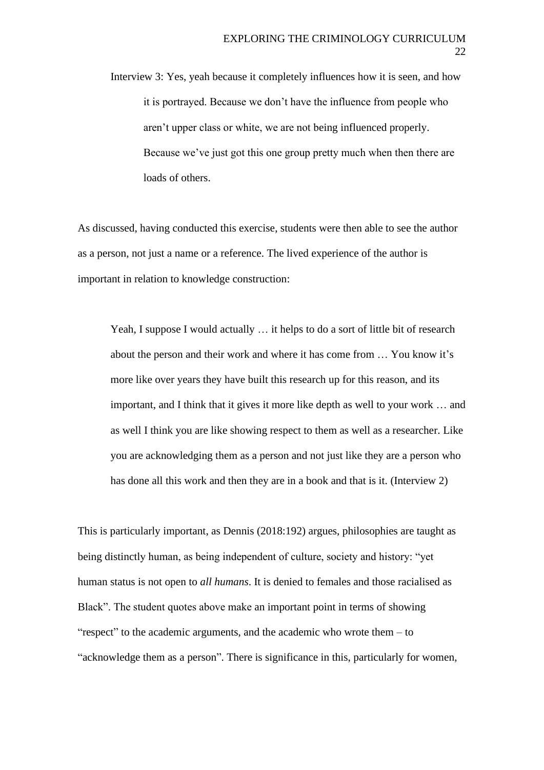> Interview 3: Yes, yeah because it completely influences how it is seen, and how it is portrayed. Because we don't have the influence from people who aren't upper class or white, we are not being influenced properly. Because we've just got this one group pretty much when then there are loads of others.

As discussed, having conducted this exercise, students were then able to see the author as a person, not just a name or a reference. The lived experience of the author is important in relation to knowledge construction:

> Yeah, I suppose I would actually … it helps to do a sort of little bit of research about the person and their work and where it has come from … You know it's more like over years they have built this research up for this reason, and its important, and I think that it gives it more like depth as well to your work … and as well I think you are like showing respect to them as well as a researcher. Like you are acknowledging them as a person and not just like they are a person who has done all this work and then they are in a book and that is it. (Interview 2)

This is particularly important, as Dennis (2018:192) argues, philosophies are taught as being distinctly human, as being independent of culture, society and history: "yet human status is not open to *all humans*. It is denied to females and those racialised as Black". The student quotes above make an important point in terms of showing "respect" to the academic arguments, and the academic who wrote them – to "acknowledge them as a person". There is significance in this, particularly for women,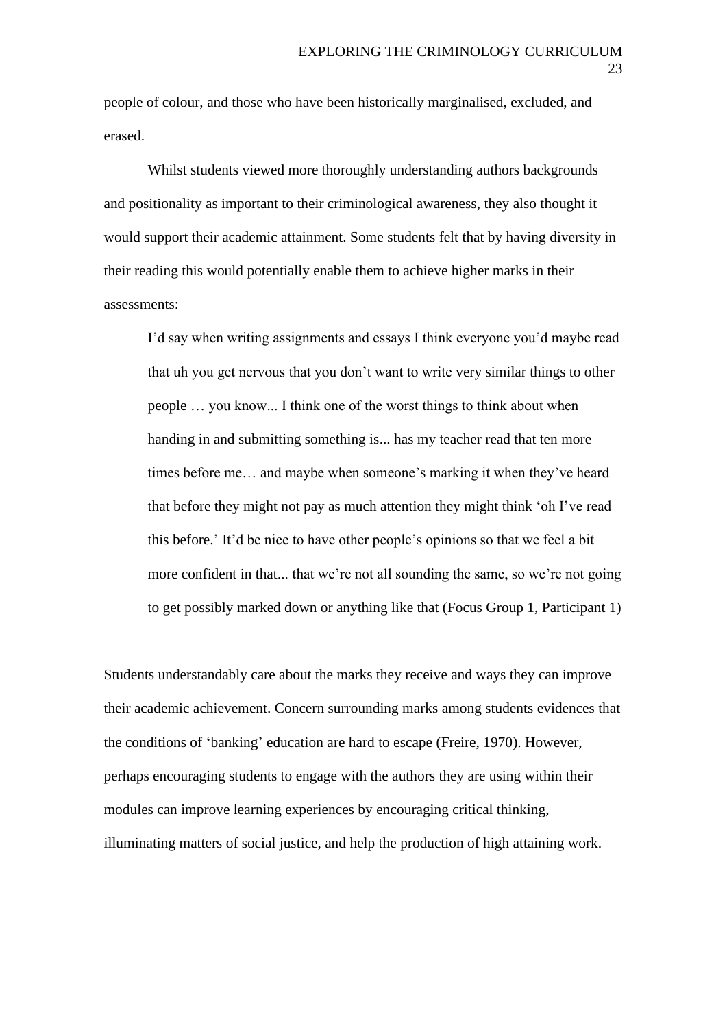people of colour, and those who have been historically marginalised, excluded, and erased.

Whilst students viewed more thoroughly understanding authors backgrounds and positionality as important to their criminological awareness, they also thought it would support their academic attainment. Some students felt that by having diversity in their reading this would potentially enable them to achieve higher marks in their assessments:

> I'd say when writing assignments and essays I think everyone you'd maybe read that uh you get nervous that you don't want to write very similar things to other people … you know... I think one of the worst things to think about when handing in and submitting something is... has my teacher read that ten more times before me… and maybe when someone's marking it when they've heard that before they might not pay as much attention they might think 'oh I've read this before.' It'd be nice to have other people's opinions so that we feel a bit more confident in that... that we're not all sounding the same, so we're not going to get possibly marked down or anything like that (Focus Group 1, Participant 1)

Students understandably care about the marks they receive and ways they can improve their academic achievement. Concern surrounding marks among students evidences that the conditions of 'banking' education are hard to escape (Freire, 1970). However, perhaps encouraging students to engage with the authors they are using within their modules can improve learning experiences by encouraging critical thinking, illuminating matters of social justice, and help the production of high attaining work.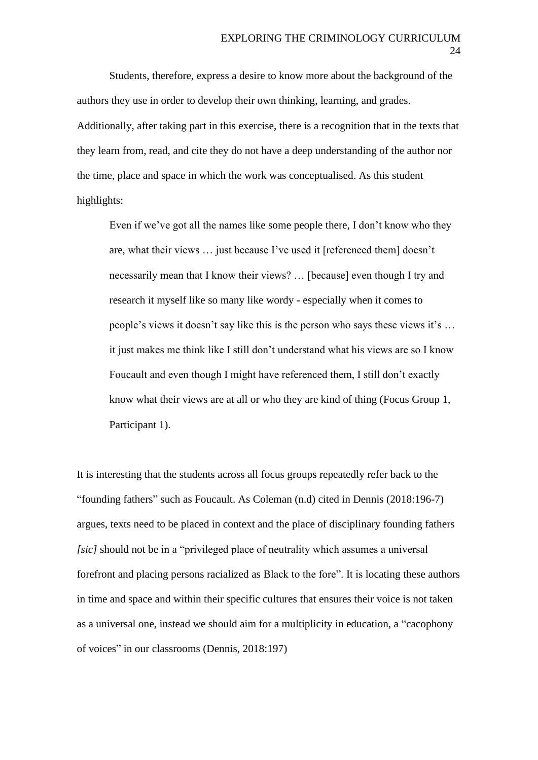Students, therefore, express a desire to know more about the background of the authors they use in order to develop their own thinking, learning, and grades. Additionally, after taking part in this exercise, there is a recognition that in the texts that they learn from, read, and cite they do not have a deep understanding of the author nor the time, place and space in which the work was conceptualised. As this student highlights:

> Even if we've got all the names like some people there, I don't know who they are, what their views … just because I've used it [referenced them] doesn't necessarily mean that I know their views? … [because] even though I try and research it myself like so many like wordy - especially when it comes to people's views it doesn't say like this is the person who says these views it's … it just makes me think like I still don't understand what his views are so I know Foucault and even though I might have referenced them, I still don't exactly know what their views are at all or who they are kind of thing (Focus Group 1, Participant 1).

It is interesting that the students across all focus groups repeatedly refer back to the "founding fathers" such as Foucault. As Coleman (n.d) cited in Dennis (2018:196-7) argues, texts need to be placed in context and the place of disciplinary founding fathers *[sic]* should not be in a "privileged place of neutrality which assumes a universal forefront and placing persons racialized as Black to the fore". It is locating these authors in time and space and within their specific cultures that ensures their voice is not taken as a universal one, instead we should aim for a multiplicity in education, a "cacophony of voices" in our classrooms (Dennis, 2018:197)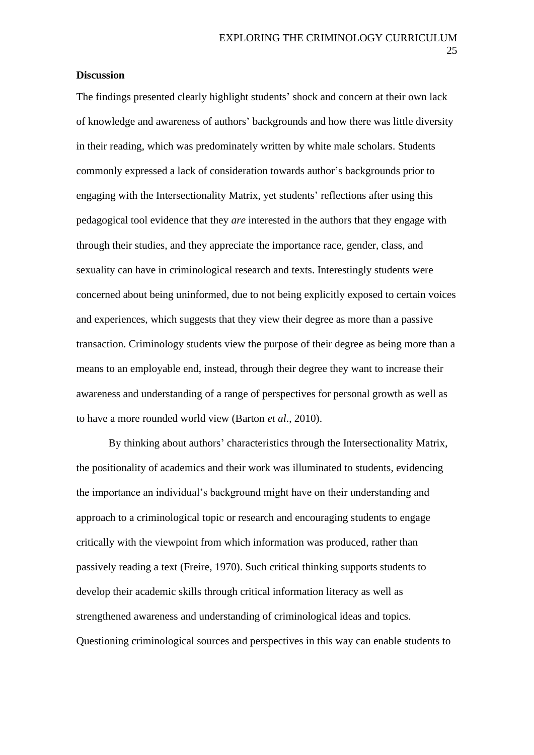**Discussion**

The findings presented clearly highlight students' shock and concern at their own lack of knowledge and awareness of authors' backgrounds and how there was little diversity in their reading, which was predominately written by white male scholars. Students commonly expressed a lack of consideration towards author's backgrounds prior to engaging with the Intersectionality Matrix, yet students' reflections after using this pedagogical tool evidence that they *are* interested in the authors that they engage with through their studies, and they appreciate the importance race, gender, class, and sexuality can have in criminological research and texts. Interestingly students were concerned about being uninformed, due to not being explicitly exposed to certain voices and experiences, which suggests that they view their degree as more than a passive transaction. Criminology students view the purpose of their degree as being more than a means to an employable end, instead, through their degree they want to increase their awareness and understanding of a range of perspectives for personal growth as well as to have a more rounded world view (Barton *et al*., 2010).

By thinking about authors' characteristics through the Intersectionality Matrix, the positionality of academics and their work was illuminated to students, evidencing the importance an individual's background might have on their understanding and approach to a criminological topic or research and encouraging students to engage critically with the viewpoint from which information was produced, rather than passively reading a text (Freire, 1970). Such critical thinking supports students to develop their academic skills through critical information literacy as well as strengthened awareness and understanding of criminological ideas and topics. Questioning criminological sources and perspectives in this way can enable students to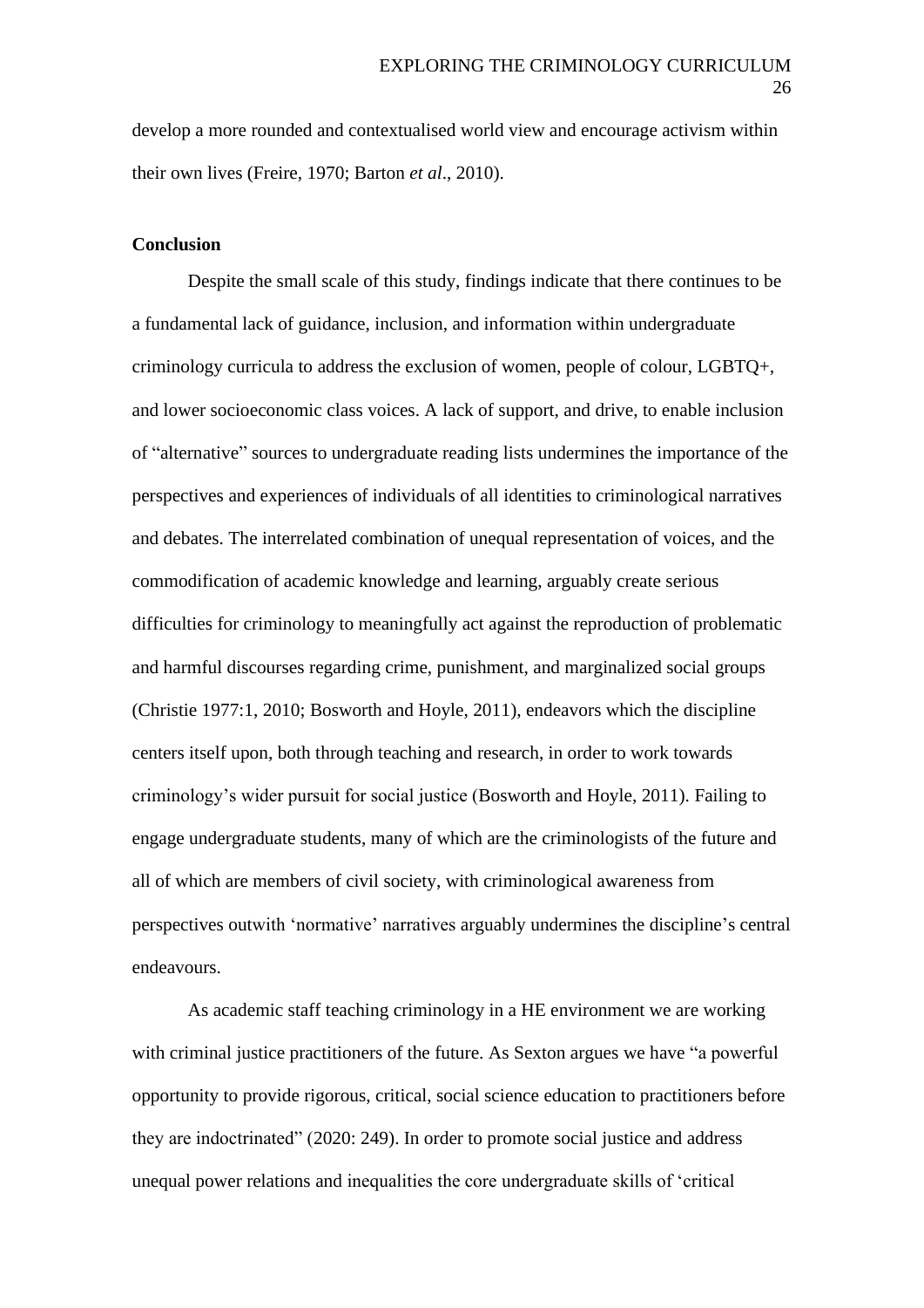develop a more rounded and contextualised world view and encourage activism within their own lives (Freire, 1970; Barton *et al*., 2010).

## Conclusion

Despite the small scale of this study, findings indicate that there continues to be a fundamental lack of guidance, inclusion, and information within undergraduate criminology curricula to address the exclusion of women, people of colour, LGBTQ+, and lower socioeconomic class voices. A lack of support, and drive, to enable inclusion of "alternative" sources to undergraduate reading lists undermines the importance of the perspectives and experiences of individuals of all identities to criminological narratives and debates. The interrelated combination of unequal representation of voices, and the commodification of academic knowledge and learning, arguably create serious difficulties for criminology to meaningfully act against the reproduction of problematic and harmful discourses regarding crime, punishment, and marginalized social groups (Christie 1977:1, 2010; Bosworth and Hoyle, 2011), endeavors which the discipline centers itself upon, both through teaching and research, in order to work towards criminology's wider pursuit for social justice (Bosworth and Hoyle, 2011). Failing to engage undergraduate students, many of which are the criminologists of the future and all of which are members of civil society, with criminological awareness from perspectives outwith 'normative' narratives arguably undermines the discipline's central endeavours.

As academic staff teaching criminology in a HE environment we are working with criminal justice practitioners of the future. As Sexton argues we have "a powerful opportunity to provide rigorous, critical, social science education to practitioners before they are indoctrinated" (2020: 249). In order to promote social justice and address unequal power relations and inequalities the core undergraduate skills of 'critical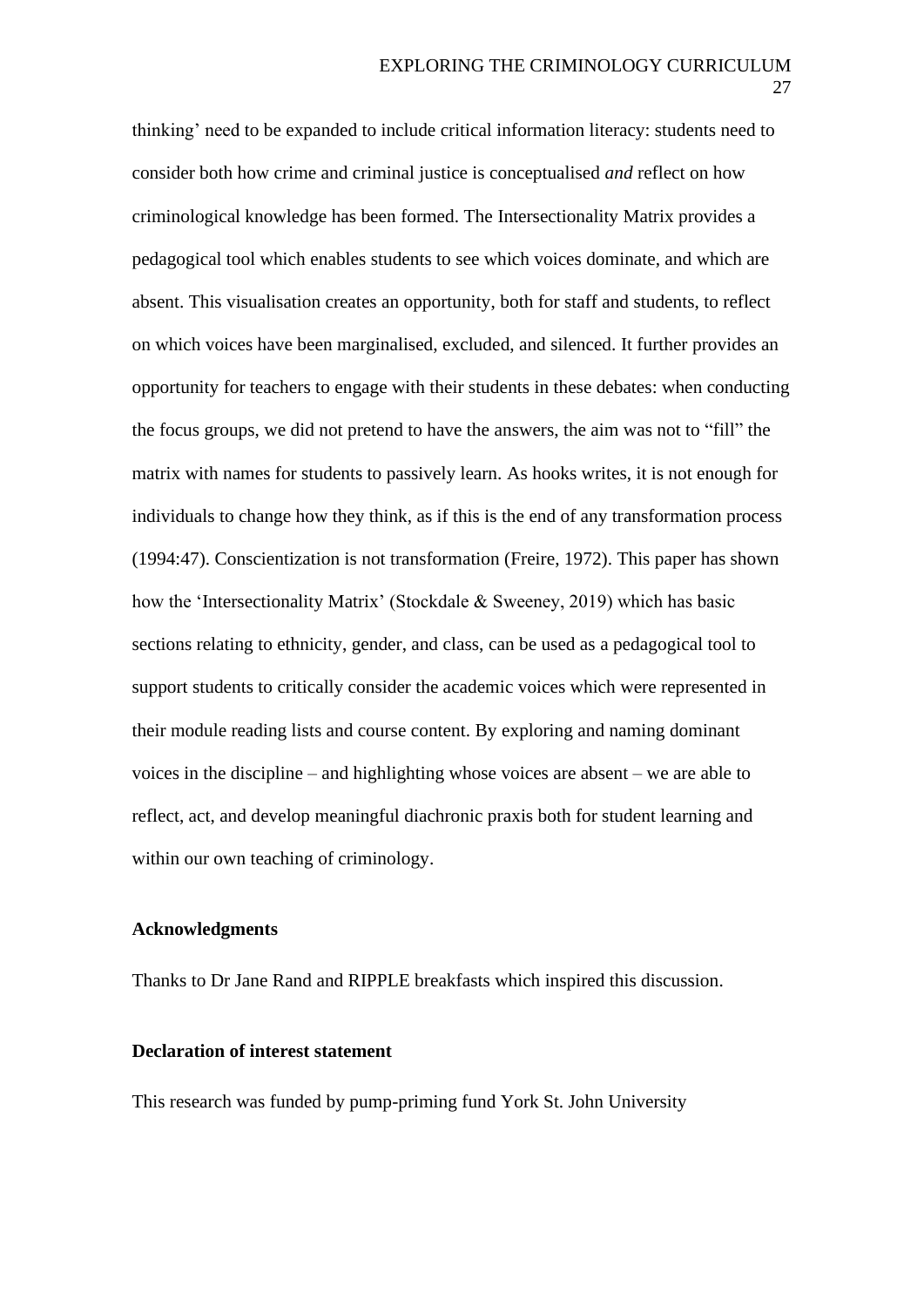thinking' need to be expanded to include critical information literacy: students need to consider both how crime and criminal justice is conceptualised *and* reflect on how criminological knowledge has been formed. The Intersectionality Matrix provides a pedagogical tool which enables students to see which voices dominate, and which are absent. This visualisation creates an opportunity, both for staff and students, to reflect on which voices have been marginalised, excluded, and silenced. It further provides an opportunity for teachers to engage with their students in these debates: when conducting the focus groups, we did not pretend to have the answers, the aim was not to "fill" the matrix with names for students to passively learn. As hooks writes, it is not enough for individuals to change how they think, as if this is the end of any transformation process (1994:47). Conscientization is not transformation (Freire, 1972). This paper has shown how the 'Intersectionality Matrix' (Stockdale & Sweeney, 2019) which has basic sections relating to ethnicity, gender, and class, can be used as a pedagogical tool to support students to critically consider the academic voices which were represented in their module reading lists and course content. By exploring and naming dominant voices in the discipline – and highlighting whose voices are absent – we are able to reflect, act, and develop meaningful diachronic praxis both for student learning and within our own teaching of criminology.

**Acknowledgments**

Thanks to Dr Jane Rand and RIPPLE breakfasts which inspired this discussion.

**Declaration of interest statement**

This research was funded by pump-priming fund York St. John University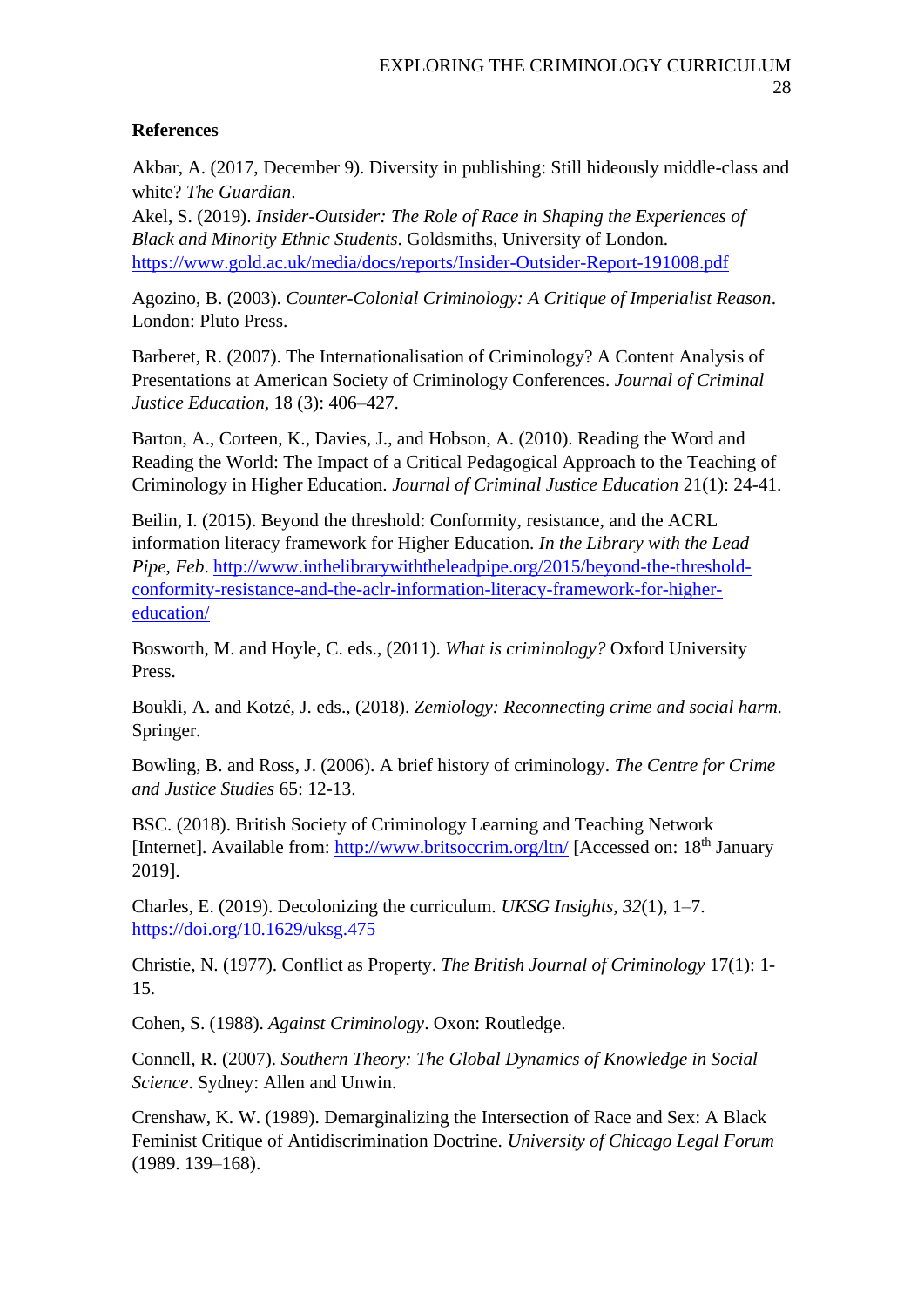**References**

Akbar, A. (2017, December 9). Diversity in publishing: Still hideously middle-class and white? *The Guardian*.
Akel, S. (2019). *Insider-Outsider: The Role of Race in Shaping the Experiences of Black and Minority Ethnic Students*. Goldsmiths, University of London. https://www.gold.ac.uk/media/docs/reports/Insider-Outsider-Report-191008.pdf

Agozino, B. (2003). *Counter-Colonial Criminology: A Critique of Imperialist Reason*. London: Pluto Press.

Barberet, R. (2007). The Internationalisation of Criminology? A Content Analysis of Presentations at American Society of Criminology Conferences. *Journal of Criminal Justice Education*, 18 (3): 406–427.

Barton, A., Corteen, K., Davies, J., and Hobson, A. (2010). Reading the Word and Reading the World: The Impact of a Critical Pedagogical Approach to the Teaching of Criminology in Higher Education. *Journal of Criminal Justice Education* 21(1): 24-41.

Beilin, I. (2015). Beyond the threshold: Conformity, resistance, and the ACRL information literacy framework for Higher Education. *In the Library with the Lead Pipe, Feb*. http://www.inthelibrarywiththeleadpipe.org/2015/beyond-the-threshold-conformity-resistance-and-the-aclr-information-literacy-framework-for-higher-education/

Bosworth, M. and Hoyle, C. eds., (2011). *What is criminology?* Oxford University Press.

Boukli, A. and Kotzé, J. eds., (2018). *Zemiology: Reconnecting crime and social harm.* Springer.

Bowling, B. and Ross, J. (2006). A brief history of criminology. *The Centre for Crime and Justice Studies* 65: 12-13.

BSC. (2018). British Society of Criminology Learning and Teaching Network [Internet]. Available from: http://www.britsoccrim.org/ltn/ [Accessed on: 18th January 2019].

Charles, E. (2019). Decolonizing the curriculum. *UKSG Insights*, *32*(1), 1–7. https://doi.org/10.1629/uksg.475

Christie, N. (1977). Conflict as Property. *The British Journal of Criminology* 17(1): 1-15.

Cohen, S. (1988). *Against Criminology*. Oxon: Routledge.

Connell, R. (2007). *Southern Theory: The Global Dynamics of Knowledge in Social Science*. Sydney: Allen and Unwin.

Crenshaw, K. W. (1989). Demarginalizing the Intersection of Race and Sex: A Black Feminist Critique of Antidiscrimination Doctrine. *University of Chicago Legal Forum* (1989. 139–168).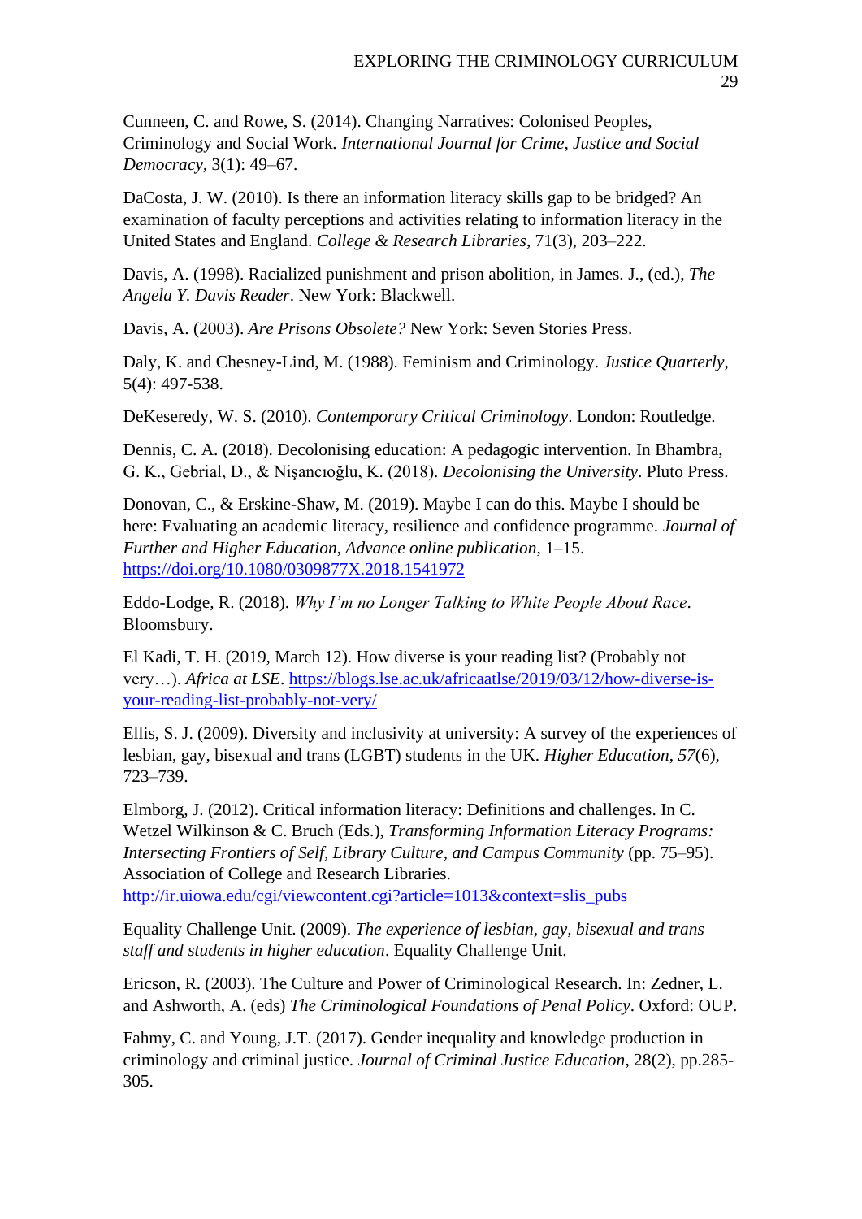Cunneen, C. and Rowe, S. (2014). Changing Narratives: Colonised Peoples, Criminology and Social Work. *International Journal for Crime, Justice and Social Democracy*, 3(1): 49–67.

DaCosta, J. W. (2010). Is there an information literacy skills gap to be bridged? An examination of faculty perceptions and activities relating to information literacy in the United States and England. *College & Research Libraries*, 71(3), 203–222.

Davis, A. (1998). Racialized punishment and prison abolition, in James. J., (ed.), *The Angela Y. Davis Reader*. New York: Blackwell.

Davis, A. (2003). *Are Prisons Obsolete?* New York: Seven Stories Press.

Daly, K. and Chesney-Lind, M. (1988). Feminism and Criminology. *Justice Quarterly*, 5(4): 497-538.

DeKeseredy, W. S. (2010). *Contemporary Critical Criminology*. London: Routledge.

Dennis, C. A. (2018). Decolonising education: A pedagogic intervention. In Bhambra, G. K., Gebrial, D., & Nişancıoğlu, K. (2018). *Decolonising the University*. Pluto Press.

Donovan, C., & Erskine-Shaw, M. (2019). Maybe I can do this. Maybe I should be here: Evaluating an academic literacy, resilience and confidence programme. *Journal of Further and Higher Education*, *Advance online publication*, 1–15. https://doi.org/10.1080/0309877X.2018.1541972

Eddo-Lodge, R. (2018). *Why I'm no Longer Talking to White People About Race*. Bloomsbury.

El Kadi, T. H. (2019, March 12). How diverse is your reading list? (Probably not very…). *Africa at LSE*. https://blogs.lse.ac.uk/africaatlse/2019/03/12/how-diverse-is-your-reading-list-probably-not-very/

Ellis, S. J. (2009). Diversity and inclusivity at university: A survey of the experiences of lesbian, gay, bisexual and trans (LGBT) students in the UK. *Higher Education*, *57*(6), 723–739.

Elmborg, J. (2012). Critical information literacy: Definitions and challenges. In C. Wetzel Wilkinson & C. Bruch (Eds.), *Transforming Information Literacy Programs: Intersecting Frontiers of Self, Library Culture, and Campus Community* (pp. 75–95). Association of College and Research Libraries. http://ir.uiowa.edu/cgi/viewcontent.cgi?article=1013&context=slis_pubs

Equality Challenge Unit. (2009). *The experience of lesbian, gay, bisexual and trans staff and students in higher education*. Equality Challenge Unit.

Ericson, R. (2003). The Culture and Power of Criminological Research. In: Zedner, L. and Ashworth, A. (eds) *The Criminological Foundations of Penal Policy*. Oxford: OUP.

Fahmy, C. and Young, J.T. (2017). Gender inequality and knowledge production in criminology and criminal justice. *Journal of Criminal Justice Education*, 28(2), pp.285-305.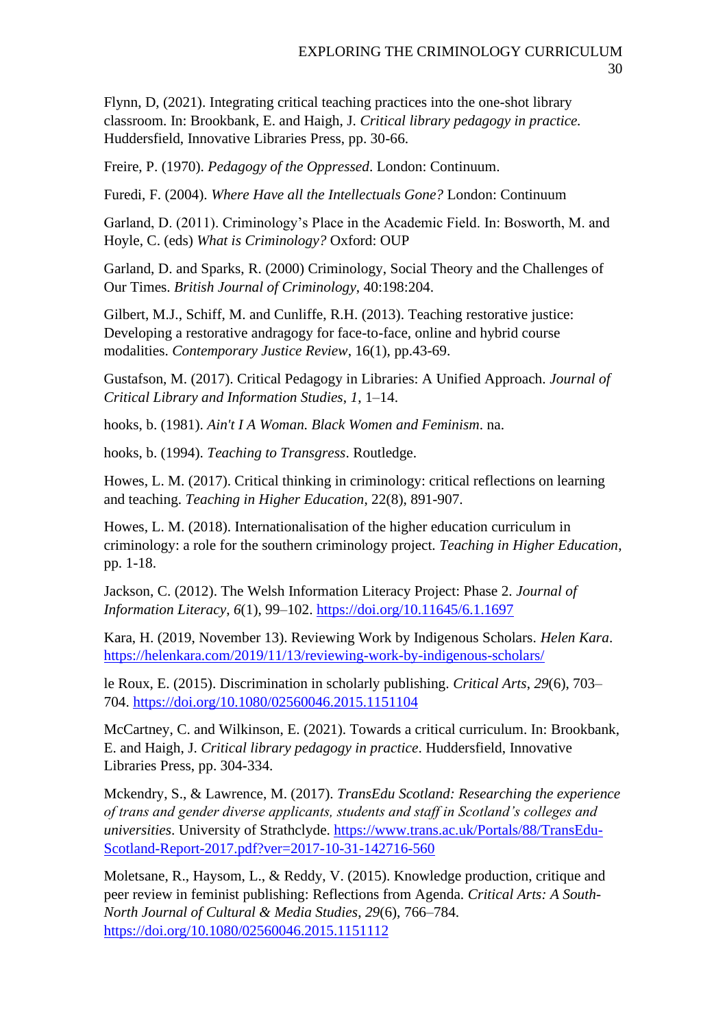Flynn, D, (2021). Integrating critical teaching practices into the one-shot library classroom. In: Brookbank, E. and Haigh, J. *Critical library pedagogy in practice.* Huddersfield, Innovative Libraries Press, pp. 30-66.

Freire, P. (1970). *Pedagogy of the Oppressed*. London: Continuum.

Furedi, F. (2004). *Where Have all the Intellectuals Gone?* London: Continuum

Garland, D. (2011). Criminology's Place in the Academic Field. In: Bosworth, M. and Hoyle, C. (eds) *What is Criminology?* Oxford: OUP

Garland, D. and Sparks, R. (2000) Criminology, Social Theory and the Challenges of Our Times. *British Journal of Criminology*, 40:198:204.

Gilbert, M.J., Schiff, M. and Cunliffe, R.H. (2013). Teaching restorative justice: Developing a restorative andragogy for face-to-face, online and hybrid course modalities. *Contemporary Justice Review*, 16(1), pp.43-69.

Gustafson, M. (2017). Critical Pedagogy in Libraries: A Unified Approach. *Journal of Critical Library and Information Studies*, *1*, 1–14.

hooks, b. (1981). *Ain't I A Woman. Black Women and Feminism*. na.

hooks, b. (1994). *Teaching to Transgress*. Routledge.

Howes, L. M. (2017). Critical thinking in criminology: critical reflections on learning and teaching. *Teaching in Higher Education*, 22(8), 891-907.

Howes, L. M. (2018). Internationalisation of the higher education curriculum in criminology: a role for the southern criminology project. *Teaching in Higher Education*, pp. 1-18.

Jackson, C. (2012). The Welsh Information Literacy Project: Phase 2. *Journal of Information Literacy*, *6*(1), 99–102. https://doi.org/10.11645/6.1.1697

Kara, H. (2019, November 13). Reviewing Work by Indigenous Scholars. *Helen Kara*. https://helenkara.com/2019/11/13/reviewing-work-by-indigenous-scholars/

le Roux, E. (2015). Discrimination in scholarly publishing. *Critical Arts*, *29*(6), 703–704. https://doi.org/10.1080/02560046.2015.1151104

McCartney, C. and Wilkinson, E. (2021). Towards a critical curriculum. In: Brookbank, E. and Haigh, J. *Critical library pedagogy in practice*. Huddersfield, Innovative Libraries Press, pp. 304-334.

Mckendry, S., & Lawrence, M. (2017). *TransEdu Scotland: Researching the experience of trans and gender diverse applicants, students and staff in Scotland's colleges and universities*. University of Strathclyde. https://www.trans.ac.uk/Portals/88/TransEdu-Scotland-Report-2017.pdf?ver=2017-10-31-142716-560

Moletsane, R., Haysom, L., & Reddy, V. (2015). Knowledge production, critique and peer review in feminist publishing: Reflections from Agenda. *Critical Arts: A South-North Journal of Cultural & Media Studies*, *29*(6), 766–784. https://doi.org/10.1080/02560046.2015.1151112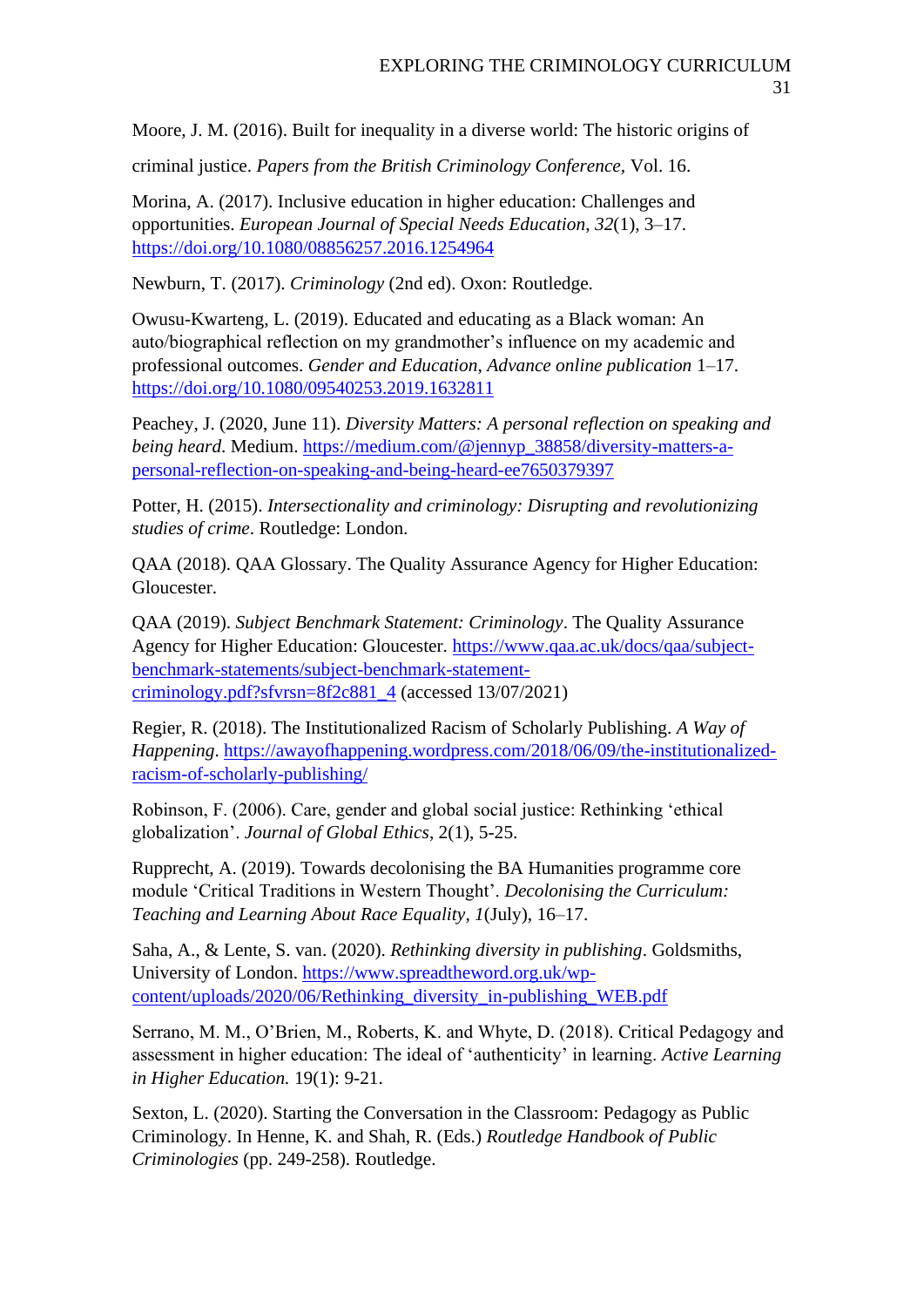Moore, J. M. (2016). Built for inequality in a diverse world: The historic origins of criminal justice. *Papers from the British Criminology Conference*, Vol. 16.

Morina, A. (2017). Inclusive education in higher education: Challenges and opportunities. *European Journal of Special Needs Education*, *32*(1), 3–17. https://doi.org/10.1080/08856257.2016.1254964

Newburn, T. (2017). *Criminology* (2nd ed). Oxon: Routledge.

Owusu-Kwarteng, L. (2019). Educated and educating as a Black woman: An auto/biographical reflection on my grandmother's influence on my academic and professional outcomes. *Gender and Education*, *Advance online publication* 1–17. https://doi.org/10.1080/09540253.2019.1632811

Peachey, J. (2020, June 11). *Diversity Matters: A personal reflection on speaking and being heard*. Medium. https://medium.com/@jennyp_38858/diversity-matters-a-personal-reflection-on-speaking-and-being-heard-ee7650379397

Potter, H. (2015). *Intersectionality and criminology: Disrupting and revolutionizing studies of crime*. Routledge: London.

QAA (2018). QAA Glossary. The Quality Assurance Agency for Higher Education: Gloucester.

QAA (2019). *Subject Benchmark Statement: Criminology*. The Quality Assurance Agency for Higher Education: Gloucester. https://www.qaa.ac.uk/docs/qaa/subject-benchmark-statements/subject-benchmark-statement-criminology.pdf?sfvrsn=8f2c881_4 (accessed 13/07/2021)

Regier, R. (2018). The Institutionalized Racism of Scholarly Publishing. *A Way of Happening*. https://awayofhappening.wordpress.com/2018/06/09/the-institutionalized-racism-of-scholarly-publishing/

Robinson, F. (2006). Care, gender and global social justice: Rethinking 'ethical globalization'. *Journal of Global Ethics*, 2(1), 5-25.

Rupprecht, A. (2019). Towards decolonising the BA Humanities programme core module 'Critical Traditions in Western Thought'. *Decolonising the Curriculum: Teaching and Learning About Race Equality*, *1*(July), 16–17.

Saha, A., & Lente, S. van. (2020). *Rethinking diversity in publishing*. Goldsmiths, University of London. https://www.spreadtheword.org.uk/wp-content/uploads/2020/06/Rethinking_diversity_in-publishing_WEB.pdf

Serrano, M. M., O'Brien, M., Roberts, K. and Whyte, D. (2018). Critical Pedagogy and assessment in higher education: The ideal of 'authenticity' in learning. *Active Learning in Higher Education.* 19(1): 9-21.

Sexton, L. (2020). Starting the Conversation in the Classroom: Pedagogy as Public Criminology. In Henne, K. and Shah, R. (Eds.) *Routledge Handbook of Public Criminologies* (pp. 249-258). Routledge.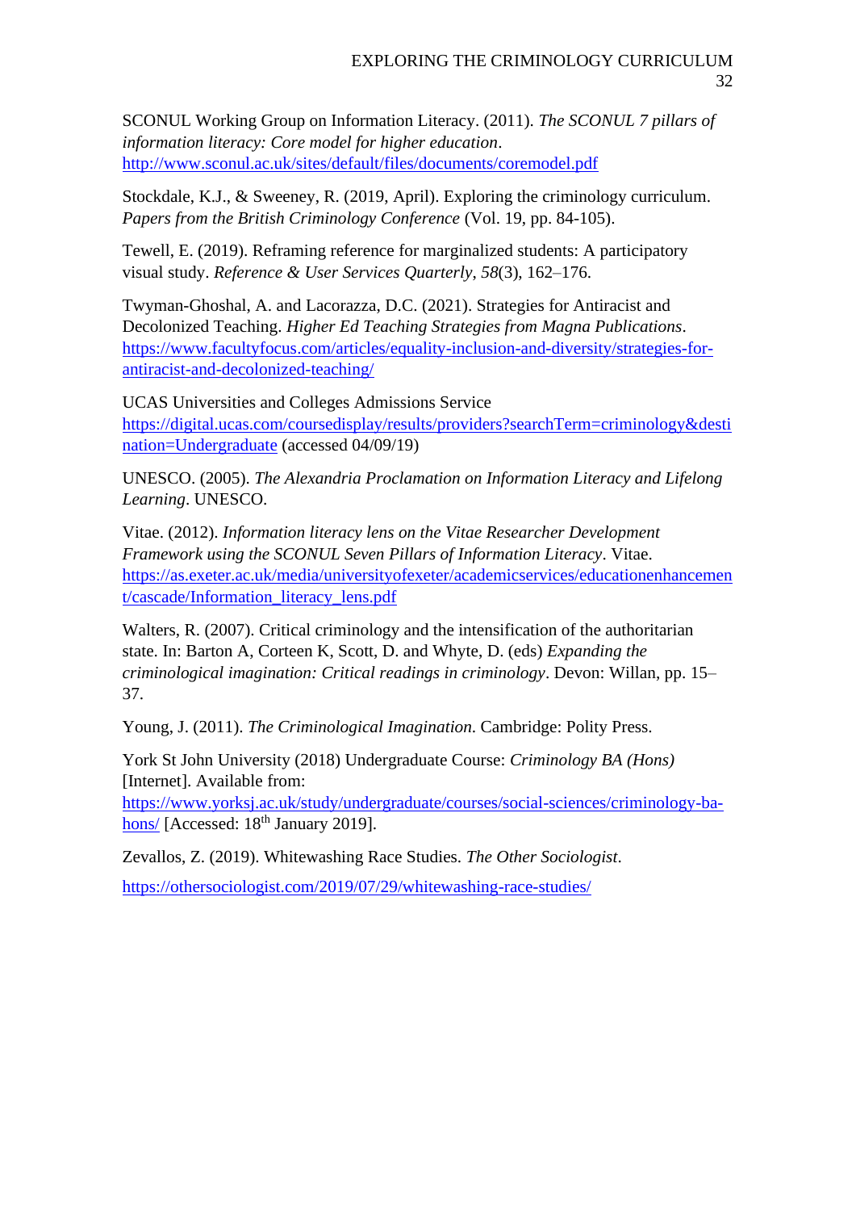SCONUL Working Group on Information Literacy. (2011). *The SCONUL 7 pillars of information literacy: Core model for higher education*. http://www.sconul.ac.uk/sites/default/files/documents/coremodel.pdf

Stockdale, K.J., & Sweeney, R. (2019, April). Exploring the criminology curriculum. *Papers from the British Criminology Conference* (Vol. 19, pp. 84-105).

Tewell, E. (2019). Reframing reference for marginalized students: A participatory visual study. *Reference & User Services Quarterly*, *58*(3), 162–176.

Twyman-Ghoshal, A. and Lacorazza, D.C. (2021). Strategies for Antiracist and Decolonized Teaching. *Higher Ed Teaching Strategies from Magna Publications*. https://www.facultyfocus.com/articles/equality-inclusion-and-diversity/strategies-for-antiracist-and-decolonized-teaching/

UCAS Universities and Colleges Admissions Service https://digital.ucas.com/coursedisplay/results/providers?searchTerm=criminology&destination=Undergraduate (accessed 04/09/19)

UNESCO. (2005). *The Alexandria Proclamation on Information Literacy and Lifelong Learning*. UNESCO.

Vitae. (2012). *Information literacy lens on the Vitae Researcher Development Framework using the SCONUL Seven Pillars of Information Literacy*. Vitae. https://as.exeter.ac.uk/media/universityofexeter/academicservices/educationenhancement/cascade/Information_literacy_lens.pdf

Walters, R. (2007). Critical criminology and the intensification of the authoritarian state. In: Barton A, Corteen K, Scott, D. and Whyte, D. (eds) *Expanding the criminological imagination: Critical readings in criminology*. Devon: Willan, pp. 15–37.

Young, J. (2011). *The Criminological Imagination*. Cambridge: Polity Press.

York St John University (2018) Undergraduate Course: *Criminology BA (Hons)* [Internet]. Available from: https://www.yorksj.ac.uk/study/undergraduate/courses/social-sciences/criminology-ba-hons/ [Accessed: 18th January 2019].

Zevallos, Z. (2019). Whitewashing Race Studies. *The Other Sociologist*.

https://othersociologist.com/2019/07/29/whitewashing-race-studies/